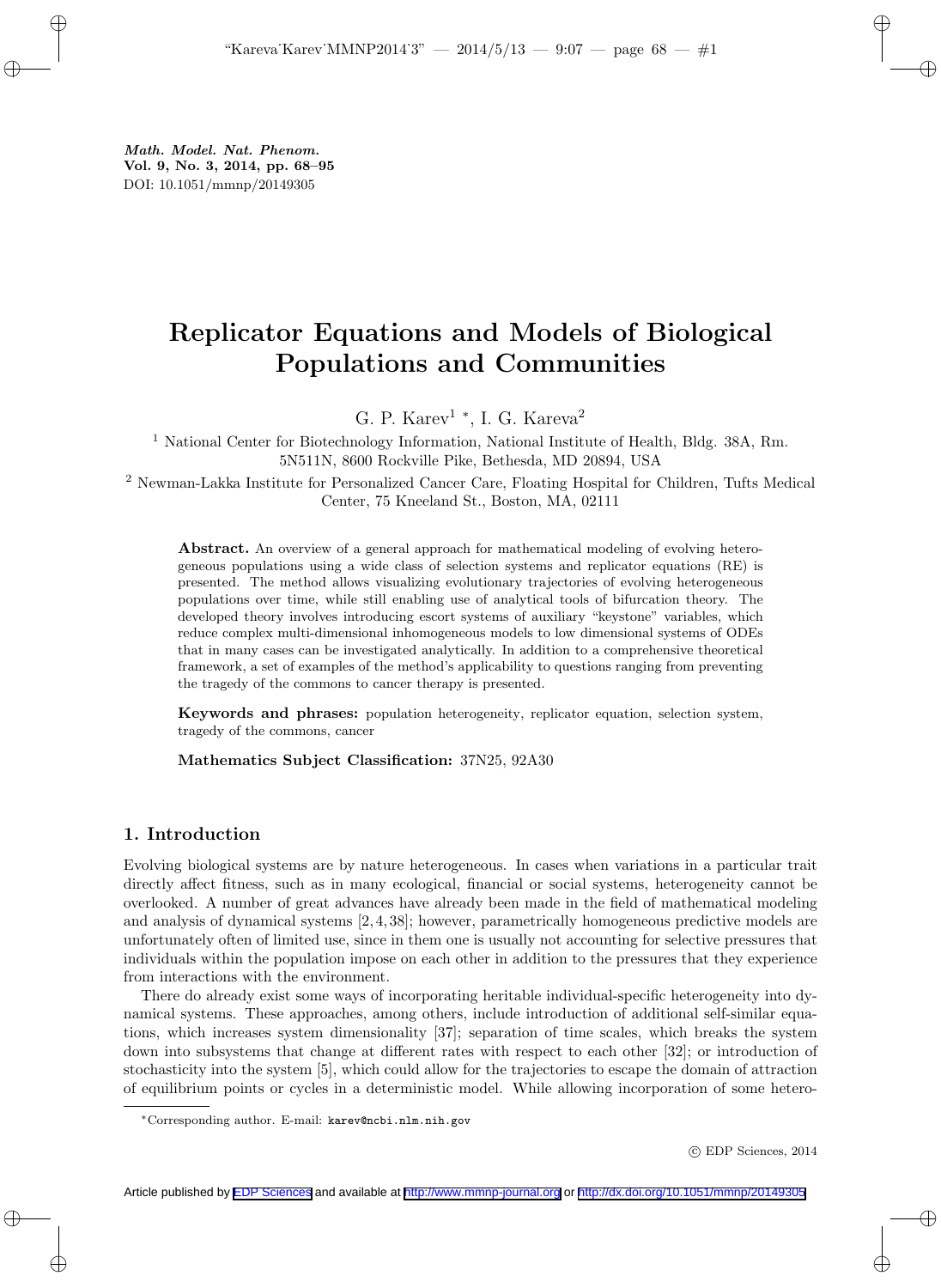*Math. Model. Nat. Phenom.*
**Vol. 9, No. 3, 2014, pp. 68–95**
DOI: 10.1051/mmnp/20149305

# Replicator Equations and Models of Biological Populations and Communities

G. P. Karev[1] *, I. G. Kareva[2]

[1] National Center for Biotechnology Information, National Institute of Health, Bldg. 38A, Rm. 5N511N, 8600 Rockville Pike, Bethesda, MD 20894, USA

[2] Newman-Lakka Institute for Personalized Cancer Care, Floating Hospital for Children, Tufts Medical Center, 75 Kneeland St., Boston, MA, 02111

**Abstract.** An overview of a general approach for mathematical modeling of evolving heterogeneous populations using a wide class of selection systems and replicator equations (RE) is presented. The method allows visualizing evolutionary trajectories of evolving heterogeneous populations over time, while still enabling use of analytical tools of bifurcation theory. The developed theory involves introducing escort systems of auxiliary "keystone" variables, which reduce complex multi-dimensional inhomogeneous models to low dimensional systems of ODEs that in many cases can be investigated analytically. In addition to a comprehensive theoretical framework, a set of examples of the method's applicability to questions ranging from preventing the tragedy of the commons to cancer therapy is presented.

**Keywords and phrases:** population heterogeneity, replicator equation, selection system, tragedy of the commons, cancer

**Mathematics Subject Classification:** 37N25, 92A30

## 1. Introduction

Evolving biological systems are by nature heterogeneous. In cases when variations in a particular trait directly affect fitness, such as in many ecological, financial or social systems, heterogeneity cannot be overlooked. A number of great advances have already been made in the field of mathematical modeling and analysis of dynamical systems [2, 4, 38]; however, parametrically homogeneous predictive models are unfortunately often of limited use, since in them one is usually not accounting for selective pressures that individuals within the population impose on each other in addition to the pressures that they experience from interactions with the environment.

There do already exist some ways of incorporating heritable individual-specific heterogeneity into dynamical systems. These approaches, among others, include introduction of additional self-similar equations, which increases system dimensionality [37]; separation of time scales, which breaks the system down into subsystems that change at different rates with respect to each other [32]; or introduction of stochasticity into the system [5], which could allow for the trajectories to escape the domain of attraction of equilibrium points or cycles in a deterministic model. While allowing incorporation of some hetero-

*Corresponding author. E-mail: karev@ncbi.nlm.nih.gov

© EDP Sciences, 2014

Article published by EDP Sciences and available at http://www.mmnp-journal.org or http://dx.doi.org/10.1051/mmnp/20149305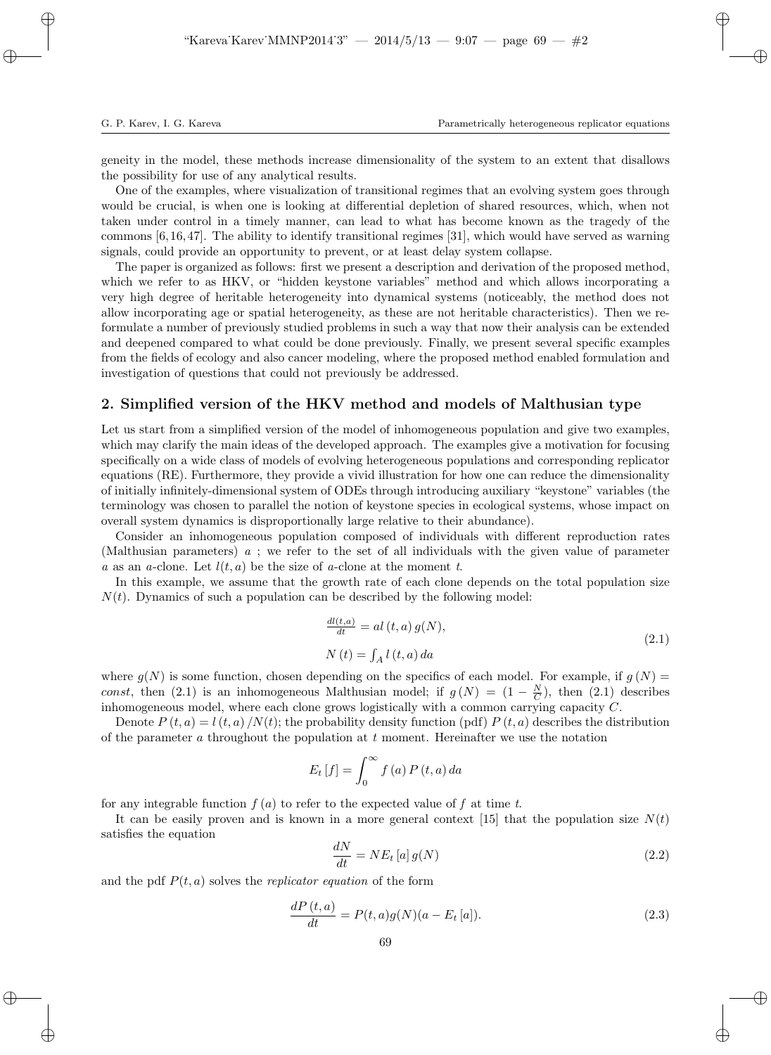geneity in the model, these methods increase dimensionality of the system to an extent that disallows the possibility for use of any analytical results.

One of the examples, where visualization of transitional regimes that an evolving system goes through would be crucial, is when one is looking at differential depletion of shared resources, which, when not taken under control in a timely manner, can lead to what has become known as the tragedy of the commons [6,16,47]. The ability to identify transitional regimes [31], which would have served as warning signals, could provide an opportunity to prevent, or at least delay system collapse.

The paper is organized as follows: first we present a description and derivation of the proposed method, which we refer to as HKV, or "hidden keystone variables" method and which allows incorporating a very high degree of heritable heterogeneity into dynamical systems (noticeably, the method does not allow incorporating age or spatial heterogeneity, as these are not heritable characteristics). Then we reformulate a number of previously studied problems in such a way that now their analysis can be extended and deepened compared to what could be done previously. Finally, we present several specific examples from the fields of ecology and also cancer modeling, where the proposed method enabled formulation and investigation of questions that could not previously be addressed.

## 2. Simplified version of the HKV method and models of Malthusian type

Let us start from a simplified version of the model of inhomogeneous population and give two examples, which may clarify the main ideas of the developed approach. The examples give a motivation for focusing specifically on a wide class of models of evolving heterogeneous populations and corresponding replicator equations (RE). Furthermore, they provide a vivid illustration for how one can reduce the dimensionality of initially infinitely-dimensional system of ODEs through introducing auxiliary "keystone" variables (the terminology was chosen to parallel the notion of keystone species in ecological systems, whose impact on overall system dynamics is disproportionally large relative to their abundance).

Consider an inhomogeneous population composed of individuals with different reproduction rates (Malthusian parameters) $a$ ; we refer to the set of all individuals with the given value of parameter $a$ as an $a$-clone. Let $l(t, a)$ be the size of $a$-clone at the moment $t$.

In this example, we assume that the growth rate of each clone depends on the total population size $N(t)$. Dynamics of such a population can be described by the following model:

$$\begin{aligned} &\tfrac{dl(t,a)}{dt} = al\,(t,a)\,g(N), \\ &N\,(t) = \textstyle\int_A l\,(t,a)\,da \end{aligned} \tag{2.1}$$

where $g(N)$ is some function, chosen depending on the specifics of each model. For example, if $g\,(N) = const$, then (2.1) is an inhomogeneous Malthusian model; if $g\,(N) = (1 - \frac{N}{C})$, then (2.1) describes inhomogeneous model, where each clone grows logistically with a common carrying capacity $C$.

Denote $P\,(t,a) = l\,(t,a)\,/N(t)$; the probability density function (pdf) $P\,(t,a)$ describes the distribution of the parameter $a$ throughout the population at $t$ moment. Hereinafter we use the notation

$$E_t\,[f] = \int_0^\infty f\,(a)\,P\,(t,a)\,da$$

for any integrable function $f\,(a)$ to refer to the expected value of $f$ at time $t$.

It can be easily proven and is known in a more general context [15] that the population size $N(t)$ satisfies the equation

$$\frac{dN}{dt} = NE_t\,[a]\,g(N) \tag{2.2}$$

and the pdf $P(t,a)$ solves the *replicator equation* of the form

$$\frac{dP\,(t,a)}{dt} = P(t,a)g(N)(a - E_t\,[a]). \tag{2.3}$$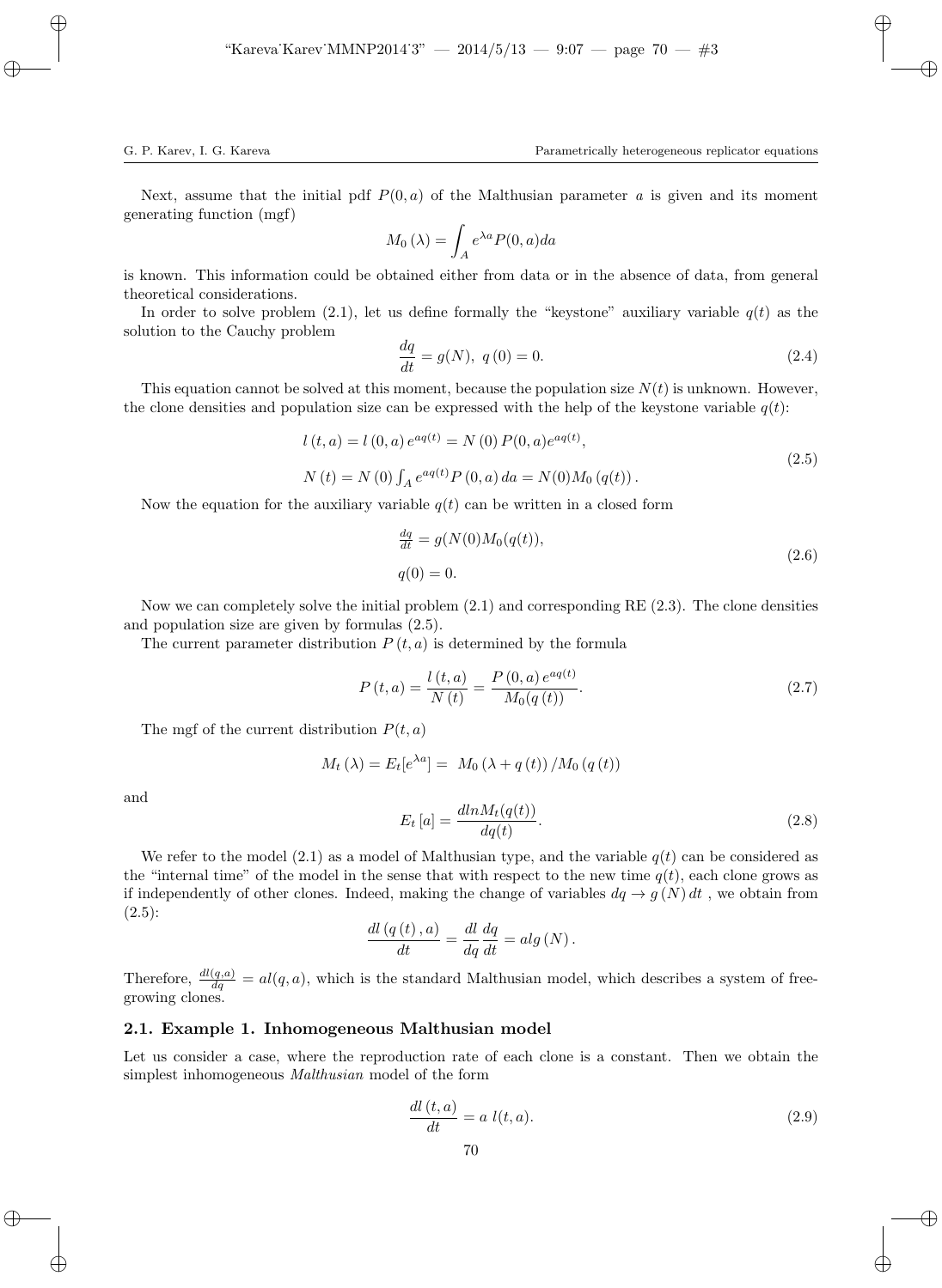Next, assume that the initial pdf $P(0, a)$ of the Malthusian parameter $a$ is given and its moment generating function (mgf)

$$M_0(\lambda) = \int_A e^{\lambda a} P(0, a) da$$

is known. This information could be obtained either from data or in the absence of data, from general theoretical considerations.

In order to solve problem (2.1), let us define formally the "keystone" auxiliary variable $q(t)$ as the solution to the Cauchy problem

$$\frac{dq}{dt} = g(N),\ q(0) = 0. \tag{2.4}$$

This equation cannot be solved at this moment, because the population size $N(t)$ is unknown. However, the clone densities and population size can be expressed with the help of the keystone variable $q(t)$:

$$\begin{aligned} l(t, a) &= l(0, a) e^{aq(t)} = N(0) P(0, a) e^{aq(t)}, \\ N(t) &= N(0) \textstyle\int_A e^{aq(t)} P(0, a) da = N(0) M_0(q(t)). \end{aligned} \tag{2.5}$$

Now the equation for the auxiliary variable $q(t)$ can be written in a closed form

$$\begin{aligned} &\tfrac{dq}{dt} = g(N(0) M_0(q(t))), \\ &q(0) = 0. \end{aligned} \tag{2.6}$$

Now we can completely solve the initial problem (2.1) and corresponding RE (2.3). The clone densities and population size are given by formulas (2.5).

The current parameter distribution $P(t, a)$ is determined by the formula

$$P(t, a) = \frac{l(t, a)}{N(t)} = \frac{P(0, a) e^{aq(t)}}{M_0(q(t))}. \tag{2.7}$$

The mgf of the current distribution $P(t, a)$

$$M_t(\lambda) = E_t[e^{\lambda a}] = M_0(\lambda + q(t)) / M_0(q(t))$$

and

$$E_t[a] = \frac{d \ln M_t(q(t))}{dq(t)}. \tag{2.8}$$

We refer to the model (2.1) as a model of Malthusian type, and the variable $q(t)$ can be considered as the "internal time" of the model in the sense that with respect to the new time $q(t)$, each clone grows as if independently of other clones. Indeed, making the change of variables $dq \to g(N) dt$ , we obtain from (2.5):

$$\frac{dl(q(t), a)}{dt} = \frac{dl}{dq} \frac{dq}{dt} = alg(N).$$

Therefore, $\frac{dl(q,a)}{dq} = al(q, a)$, which is the standard Malthusian model, which describes a system of free-growing clones.

### 2.1. Example 1. Inhomogeneous Malthusian model

Let us consider a case, where the reproduction rate of each clone is a constant. Then we obtain the simplest inhomogeneous *Malthusian* model of the form

$$\frac{dl(t, a)}{dt} = a\ l(t, a). \tag{2.9}$$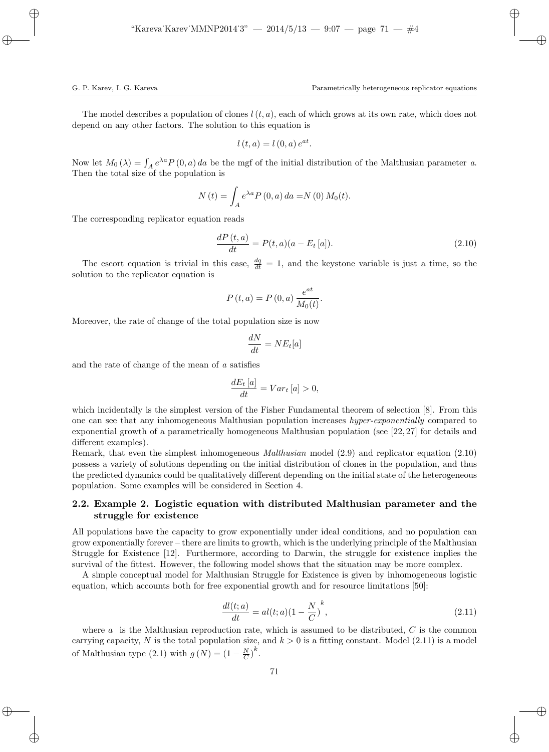The model describes a population of clones $l(t,a)$, each of which grows at its own rate, which does not depend on any other factors. The solution to this equation is

$$l(t,a) = l(0,a)\,e^{at}.$$

Now let $M_0(\lambda) = \int_A e^{\lambda a} P(0,a)\,da$ be the mgf of the initial distribution of the Malthusian parameter $a$. Then the total size of the population is

$$N(t) = \int_A e^{\lambda a} P(0,a)\,da = N(0)\,M_0(t).$$

The corresponding replicator equation reads

$$\frac{dP(t,a)}{dt} = P(t,a)(a - E_t[a]). \tag{2.10}$$

The escort equation is trivial in this case, $\frac{dq}{dt} = 1$, and the keystone variable is just a time, so the solution to the replicator equation is

$$P(t,a) = P(0,a)\,\frac{e^{at}}{M_0(t)}.$$

Moreover, the rate of change of the total population size is now

$$\frac{dN}{dt} = NE_t[a]$$

and the rate of change of the mean of $a$ satisfies

$$\frac{dE_t[a]}{dt} = Var_t[a] > 0,$$

which incidentally is the simplest version of the Fisher Fundamental theorem of selection [8]. From this one can see that any inhomogeneous Malthusian population increases *hyper-exponentially* compared to exponential growth of a parametrically homogeneous Malthusian population (see [22, 27] for details and different examples).

Remark, that even the simplest inhomogeneous *Malthusian* model (2.9) and replicator equation (2.10) possess a variety of solutions depending on the initial distribution of clones in the population, and thus the predicted dynamics could be qualitatively different depending on the initial state of the heterogeneous population. Some examples will be considered in Section 4.

## 2.2. Example 2. Logistic equation with distributed Malthusian parameter and the struggle for existence

All populations have the capacity to grow exponentially under ideal conditions, and no population can grow exponentially forever – there are limits to growth, which is the underlying principle of the Malthusian Struggle for Existence [12]. Furthermore, according to Darwin, the struggle for existence implies the survival of the fittest. However, the following model shows that the situation may be more complex.

A simple conceptual model for Malthusian Struggle for Existence is given by inhomogeneous logistic equation, which accounts both for free exponential growth and for resource limitations [50]:

$$\frac{dl(t;a)}{dt} = al(t;a)\left(1 - \frac{N}{C}\right)^{k}, \tag{2.11}$$

where $a$ is the Malthusian reproduction rate, which is assumed to be distributed, $C$ is the common carrying capacity, $N$ is the total population size, and $k > 0$ is a fitting constant. Model (2.11) is a model of Malthusian type (2.1) with $g(N) = \left(1 - \frac{N}{C}\right)^{k}$.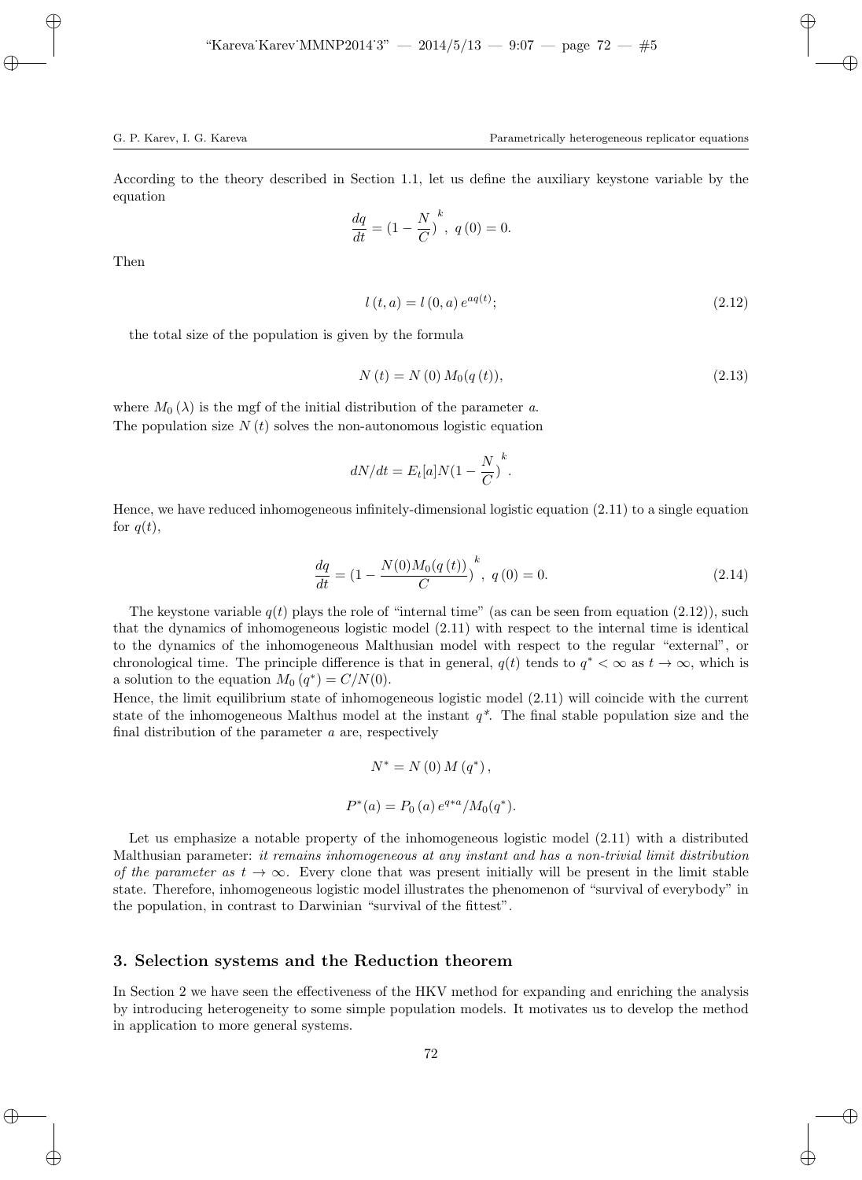According to the theory described in Section 1.1, let us define the auxiliary keystone variable by the equation

$$\frac{dq}{dt} = (1 - \frac{N}{C})^k, \; q(0) = 0.$$

Then

$$l(t, a) = l(0, a)\, e^{aq(t)}; \tag{2.12}$$

the total size of the population is given by the formula

$$N(t) = N(0)\, M_0(q(t)), \tag{2.13}$$

where $M_0(\lambda)$ is the mgf of the initial distribution of the parameter $a$.
The population size $N(t)$ solves the non-autonomous logistic equation

$$dN/dt = E_t[a]N(1 - \frac{N}{C})^k.$$

Hence, we have reduced inhomogeneous infinitely-dimensional logistic equation (2.11) to a single equation for $q(t)$,

$$\frac{dq}{dt} = (1 - \frac{N(0)M_0(q(t))}{C})^k, \; q(0) = 0. \tag{2.14}$$

The keystone variable $q(t)$ plays the role of "internal time" (as can be seen from equation (2.12)), such that the dynamics of inhomogeneous logistic model (2.11) with respect to the internal time is identical to the dynamics of the inhomogeneous Malthusian model with respect to the regular "external", or chronological time. The principle difference is that in general, $q(t)$ tends to $q^* < \infty$ as $t \to \infty$, which is a solution to the equation $M_0(q^*) = C/N(0)$.
Hence, the limit equilibrium state of inhomogeneous logistic model (2.11) will coincide with the current state of the inhomogeneous Malthus model at the instant $q^*$. The final stable population size and the final distribution of the parameter $a$ are, respectively

$$N^* = N(0)\, M(q^*),$$

$$P^*(a) = P_0(a)\, e^{q^* a}/M_0(q^*).$$

Let us emphasize a notable property of the inhomogeneous logistic model (2.11) with a distributed Malthusian parameter: *it remains inhomogeneous at any instant and has a non-trivial limit distribution of the parameter as $t \to \infty$.* Every clone that was present initially will be present in the limit stable state. Therefore, inhomogeneous logistic model illustrates the phenomenon of "survival of everybody" in the population, in contrast to Darwinian "survival of the fittest".

## 3. Selection systems and the Reduction theorem

In Section 2 we have seen the effectiveness of the HKV method for expanding and enriching the analysis by introducing heterogeneity to some simple population models. It motivates us to develop the method in application to more general systems.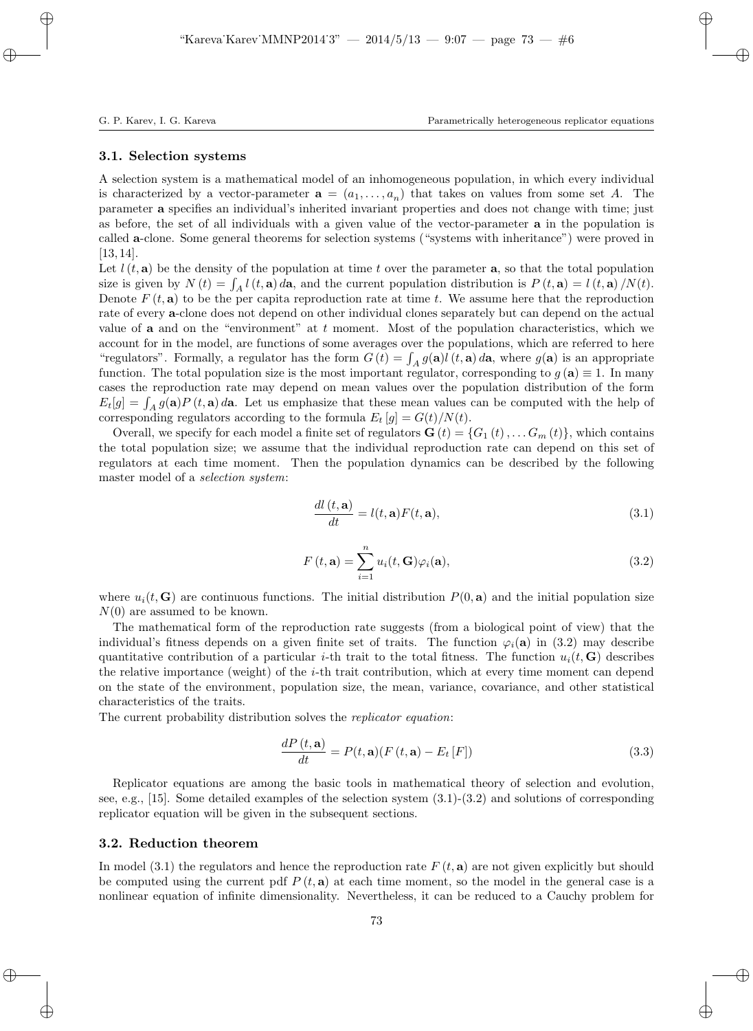### 3.1. Selection systems

A selection system is a mathematical model of an inhomogeneous population, in which every individual is characterized by a vector-parameter $\mathbf{a} = (a_1, \ldots, a_n)$ that takes on values from some set $A$. The parameter $\mathbf{a}$ specifies an individual's inherited invariant properties and does not change with time; just as before, the set of all individuals with a given value of the vector-parameter $\mathbf{a}$ in the population is called $\mathbf{a}$-clone. Some general theorems for selection systems ("systems with inheritance") were proved in [13, 14].

Let $l(t, \mathbf{a})$ be the density of the population at time $t$ over the parameter $\mathbf{a}$, so that the total population size is given by $N(t) = \int_A l(t, \mathbf{a})\, d\mathbf{a}$, and the current population distribution is $P(t, \mathbf{a}) = l(t, \mathbf{a})/N(t)$. Denote $F(t, \mathbf{a})$ to be the per capita reproduction rate at time $t$. We assume here that the reproduction rate of every $\mathbf{a}$-clone does not depend on other individual clones separately but can depend on the actual value of $\mathbf{a}$ and on the "environment" at $t$ moment. Most of the population characteristics, which we account for in the model, are functions of some averages over the populations, which are referred to here "regulators". Formally, a regulator has the form $G(t) = \int_A g(\mathbf{a}) l(t, \mathbf{a})\, d\mathbf{a}$, where $g(\mathbf{a})$ is an appropriate function. The total population size is the most important regulator, corresponding to $g(\mathbf{a}) \equiv 1$. In many cases the reproduction rate may depend on mean values over the population distribution of the form $E_t[g] = \int_A g(\mathbf{a}) P(t, \mathbf{a})\, d\mathbf{a}$. Let us emphasize that these mean values can be computed with the help of corresponding regulators according to the formula $E_t[g] = G(t)/N(t)$.

Overall, we specify for each model a finite set of regulators $\mathbf{G}(t) = \{G_1(t), \ldots G_m(t)\}$, which contains the total population size; we assume that the individual reproduction rate can depend on this set of regulators at each time moment. Then the population dynamics can be described by the following master model of a *selection system*:

$$\frac{dl(t, \mathbf{a})}{dt} = l(t, \mathbf{a}) F(t, \mathbf{a}), \tag{3.1}$$

$$F(t, \mathbf{a}) = \sum_{i=1}^{n} u_i(t, \mathbf{G}) \varphi_i(\mathbf{a}), \tag{3.2}$$

where $u_i(t, \mathbf{G})$ are continuous functions. The initial distribution $P(0, \mathbf{a})$ and the initial population size $N(0)$ are assumed to be known.

The mathematical form of the reproduction rate suggests (from a biological point of view) that the individual's fitness depends on a given finite set of traits. The function $\varphi_i(\mathbf{a})$ in (3.2) may describe quantitative contribution of a particular $i$-th trait to the total fitness. The function $u_i(t, \mathbf{G})$ describes the relative importance (weight) of the $i$-th trait contribution, which at every time moment can depend on the state of the environment, population size, the mean, variance, covariance, and other statistical characteristics of the traits.

The current probability distribution solves the *replicator equation*:

$$\frac{dP(t, \mathbf{a})}{dt} = P(t, \mathbf{a})(F(t, \mathbf{a}) - E_t[F]) \tag{3.3}$$

Replicator equations are among the basic tools in mathematical theory of selection and evolution, see, e.g., [15]. Some detailed examples of the selection system (3.1)-(3.2) and solutions of corresponding replicator equation will be given in the subsequent sections.

### 3.2. Reduction theorem

In model (3.1) the regulators and hence the reproduction rate $F(t, \mathbf{a})$ are not given explicitly but should be computed using the current pdf $P(t, \mathbf{a})$ at each time moment, so the model in the general case is a nonlinear equation of infinite dimensionality. Nevertheless, it can be reduced to a Cauchy problem for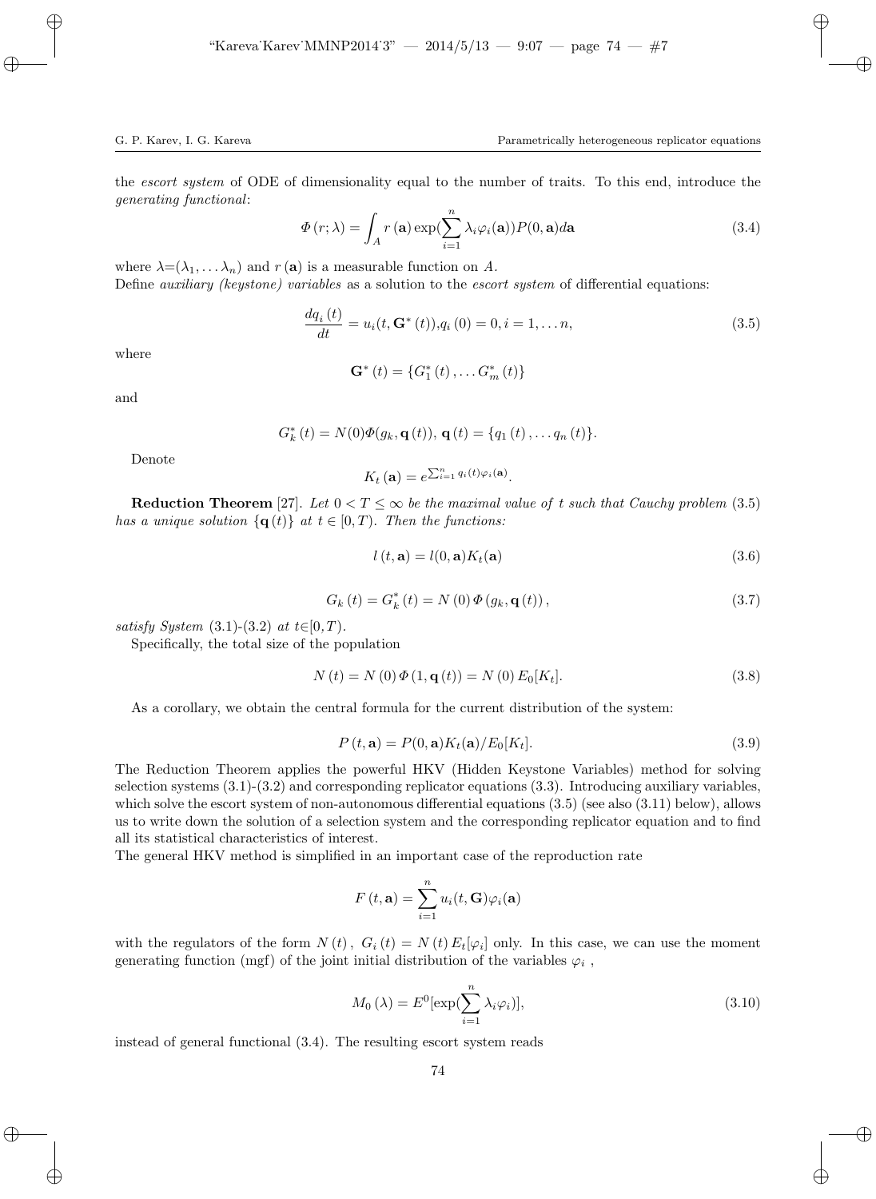the *escort system* of ODE of dimensionality equal to the number of traits. To this end, introduce the *generating functional*:

$$\Phi\left(r;\lambda\right)=\int_{A}r\left(\mathbf{a}\right)\exp(\sum_{i=1}^{n}\lambda_{i}\varphi_{i}(\mathbf{a}))P(0,\mathbf{a})d\mathbf{a} \tag{3.4}$$

where $\lambda$=$(\lambda_1,\ldots\lambda_n)$ and $r\left(\mathbf{a}\right)$ is a measurable function on $A$.

Define *auxiliary (keystone) variables* as a solution to the *escort system* of differential equations:

$$\frac{dq_i\left(t\right)}{dt}=u_i(t,\mathbf{G}^*\left(t\right)),q_i\left(0\right)=0,i=1,\ldots n, \tag{3.5}$$

where

$$\mathbf{G}^*\left(t\right)=\{G_1^*\left(t\right),\ldots G_m^*\left(t\right)\}$$

and

$$G_k^*\left(t\right)=N(0)\Phi(g_k,\mathbf{q}\left(t\right)),\ \mathbf{q}\left(t\right)=\{q_1\left(t\right),\ldots q_n\left(t\right)\}.$$

Denote

$$K_t\left(\mathbf{a}\right)=e^{\sum_{i=1}^{n}q_i(t)\varphi_i(\mathbf{a})}.$$

**Reduction Theorem** [27]. *Let $0<T\leq\infty$ be the maximal value of $t$ such that Cauchy problem (3.5) has a unique solution $\{\mathbf{q}\left(t\right)\}$ at $t\in[0,T)$. Then the functions:*

$$l\left(t,\mathbf{a}\right)=l(0,\mathbf{a})K_t(\mathbf{a}) \tag{3.6}$$

$$G_k\left(t\right)=G_k^*\left(t\right)=N\left(0\right)\Phi\left(g_k,\mathbf{q}\left(t\right)\right), \tag{3.7}$$

*satisfy System* (3.1)-(3.2) *at* $t\in[0,T)$.

Specifically, the total size of the population

$$N\left(t\right)=N\left(0\right)\Phi\left(1,\mathbf{q}\left(t\right)\right)=N\left(0\right)E_0[K_t]. \tag{3.8}$$

As a corollary, we obtain the central formula for the current distribution of the system:

$$P\left(t,\mathbf{a}\right)=P(0,\mathbf{a})K_t(\mathbf{a})/E_0[K_t]. \tag{3.9}$$

The Reduction Theorem applies the powerful HKV (Hidden Keystone Variables) method for solving selection systems (3.1)-(3.2) and corresponding replicator equations (3.3). Introducing auxiliary variables, which solve the escort system of non-autonomous differential equations (3.5) (see also (3.11) below), allows us to write down the solution of a selection system and the corresponding replicator equation and to find all its statistical characteristics of interest.

The general HKV method is simplified in an important case of the reproduction rate

$$F\left(t,\mathbf{a}\right)=\sum_{i=1}^{n}u_i(t,\mathbf{G})\varphi_i(\mathbf{a})$$

with the regulators of the form $N\left(t\right),\ G_i\left(t\right)=N\left(t\right)E_t[\varphi_i]$ only. In this case, we can use the moment generating function (mgf) of the joint initial distribution of the variables $\varphi_i$ ,

$$M_0\left(\lambda\right)=E^0[\exp(\sum_{i=1}^{n}\lambda_i\varphi_i)], \tag{3.10}$$

instead of general functional (3.4). The resulting escort system reads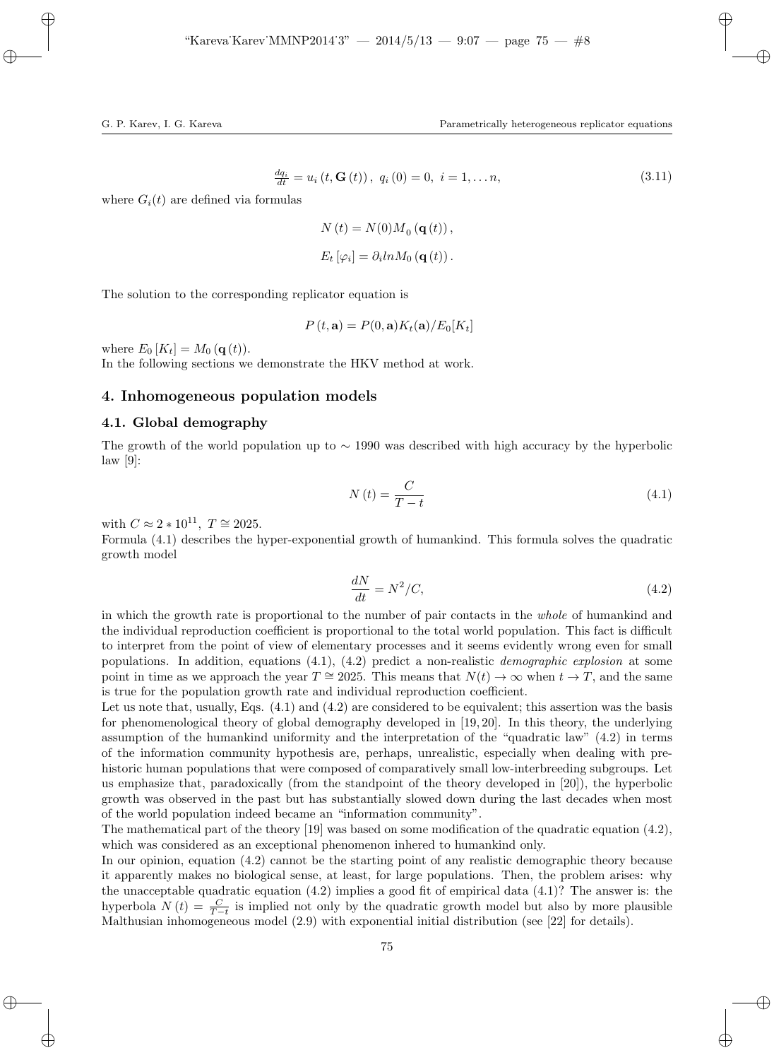$$\frac{dq_i}{dt} = u_i\left(t, \mathbf{G}\left(t\right)\right),\ q_i\left(0\right) = 0,\ i = 1, \dots n, \tag{3.11}$$

where $G_i(t)$ are defined via formulas

$$N\left(t\right) = N(0)M_0\left(\mathbf{q}\left(t\right)\right),$$

$$E_t\left[\varphi_i\right] = \partial_i ln M_0\left(\mathbf{q}\left(t\right)\right).$$

The solution to the corresponding replicator equation is

$$P\left(t, \mathbf{a}\right) = P(0, \mathbf{a})K_t(\mathbf{a})/E_0[K_t]$$

where $E_0\left[K_t\right] = M_0\left(\mathbf{q}\left(t\right)\right)$.
In the following sections we demonstrate the HKV method at work.

## 4. Inhomogeneous population models

### 4.1. Global demography

The growth of the world population up to $\sim 1990$ was described with high accuracy by the hyperbolic law [9]:

$$N\left(t\right) = \frac{C}{T - t} \tag{4.1}$$

with $C \approx 2 * 10^{11},\ T \cong 2025$.
Formula (4.1) describes the hyper-exponential growth of humankind. This formula solves the quadratic growth model

$$\frac{dN}{dt} = N^2/C, \tag{4.2}$$

in which the growth rate is proportional to the number of pair contacts in the *whole* of humankind and the individual reproduction coefficient is proportional to the total world population. This fact is difficult to interpret from the point of view of elementary processes and it seems evidently wrong even for small populations. In addition, equations (4.1), (4.2) predict a non-realistic *demographic explosion* at some point in time as we approach the year $T \cong 2025$. This means that $N(t) \to \infty$ when $t \to T$, and the same is true for the population growth rate and individual reproduction coefficient.
Let us note that, usually, Eqs. (4.1) and (4.2) are considered to be equivalent; this assertion was the basis for phenomenological theory of global demography developed in [19, 20]. In this theory, the underlying assumption of the humankind uniformity and the interpretation of the "quadratic law" (4.2) in terms of the information community hypothesis are, perhaps, unrealistic, especially when dealing with prehistoric human populations that were composed of comparatively small low-interbreeding subgroups. Let us emphasize that, paradoxically (from the standpoint of the theory developed in [20]), the hyperbolic growth was observed in the past but has substantially slowed down during the last decades when most of the world population indeed became an "information community".
The mathematical part of the theory [19] was based on some modification of the quadratic equation (4.2), which was considered as an exceptional phenomenon inhered to humankind only.
In our opinion, equation (4.2) cannot be the starting point of any realistic demographic theory because it apparently makes no biological sense, at least, for large populations. Then, the problem arises: why the unacceptable quadratic equation (4.2) implies a good fit of empirical data (4.1)? The answer is: the hyperbola $N\left(t\right) = \frac{C}{T-t}$ is implied not only by the quadratic growth model but also by more plausible Malthusian inhomogeneous model (2.9) with exponential initial distribution (see [22] for details).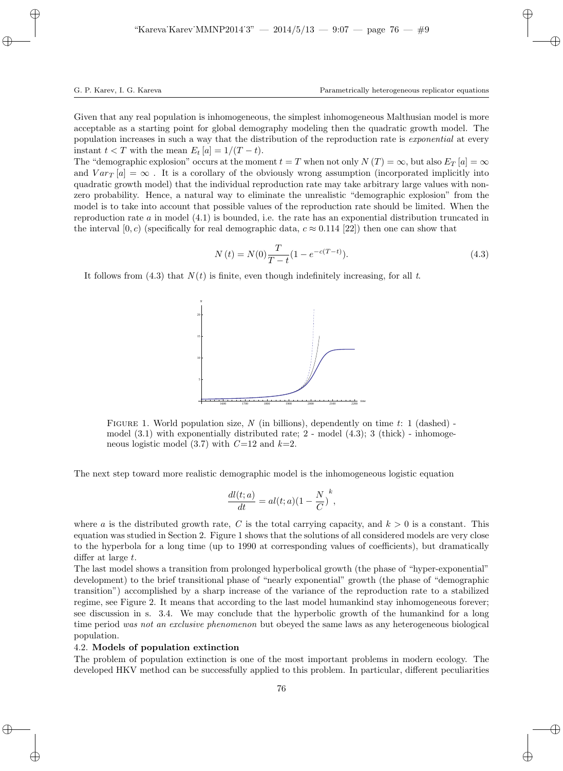Given that any real population is inhomogeneous, the simplest inhomogeneous Malthusian model is more acceptable as a starting point for global demography modeling then the quadratic growth model. The population increases in such a way that the distribution of the reproduction rate is *exponential* at every instant $t < T$ with the mean $E_t[a] = 1/(T-t)$.

The "demographic explosion" occurs at the moment $t = T$ when not only $N(T) = \infty$, but also $E_T[a] = \infty$ and $Var_T[a] = \infty$ . It is a corollary of the obviously wrong assumption (incorporated implicitly into quadratic growth model) that the individual reproduction rate may take arbitrary large values with non-zero probability. Hence, a natural way to eliminate the unrealistic "demographic explosion" from the model is to take into account that possible values of the reproduction rate should be limited. When the reproduction rate $a$ in model (4.1) is bounded, i.e. the rate has an exponential distribution truncated in the interval $[0, c)$ (specifically for real demographic data, $c \approx 0.114$ [22]) then one can show that

$$N(t) = N(0)\frac{T}{T-t}(1 - e^{-c(T-t)}). \tag{4.3}$$

It follows from (4.3) that $N(t)$ is finite, even though indefinitely increasing, for all $t$.

FIGURE 1. World population size, $N$ (in billions), dependently on time $t$: 1 (dashed) - model (3.1) with exponentially distributed rate; 2 - model (4.3); 3 (thick) - inhomogeneous logistic model (3.7) with $C$=12 and $k$=2.

The next step toward more realistic demographic model is the inhomogeneous logistic equation

$$\frac{dl(t;a)}{dt} = al(t;a)(1 - \frac{N}{C})^{k},$$

where $a$ is the distributed growth rate, $C$ is the total carrying capacity, and $k > 0$ is a constant. This equation was studied in Section 2. Figure 1 shows that the solutions of all considered models are very close to the hyperbola for a long time (up to 1990 at corresponding values of coefficients), but dramatically differ at large $t$.

The last model shows a transition from prolonged hyperbolical growth (the phase of "hyper-exponential" development) to the brief transitional phase of "nearly exponential" growth (the phase of "demographic transition") accomplished by a sharp increase of the variance of the reproduction rate to a stabilized regime, see Figure 2. It means that according to the last model humankind stay inhomogeneous forever; see discussion in s. 3.4. We may conclude that the hyperbolic growth of the humankind for a long time period *was not an exclusive phenomenon* but obeyed the same laws as any heterogeneous biological population.

### 4.2. Models of population extinction

The problem of population extinction is one of the most important problems in modern ecology. The developed HKV method can be successfully applied to this problem. In particular, different peculiarities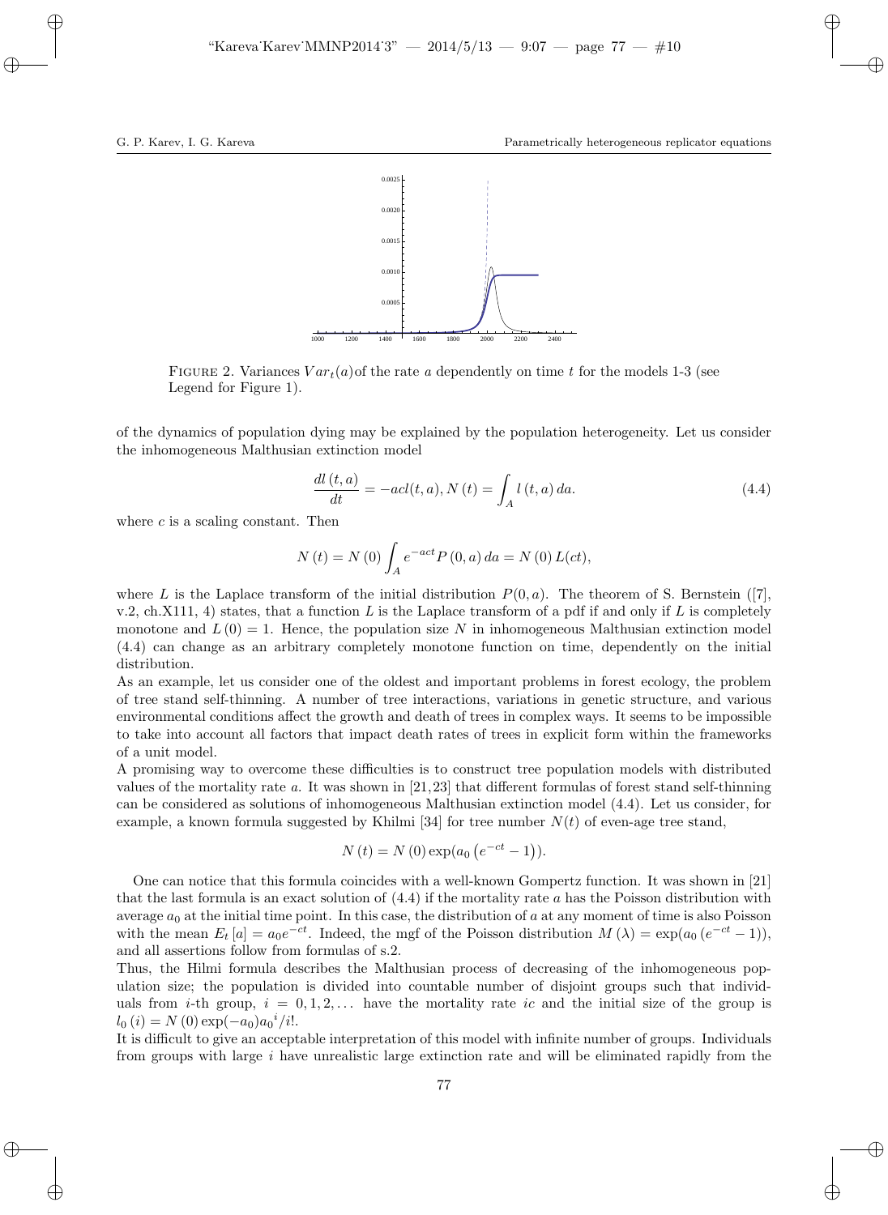FIGURE 2. Variances $Var_t(a)$of the rate $a$ dependently on time $t$ for the models 1-3 (see Legend for Figure 1).

of the dynamics of population dying may be explained by the population heterogeneity. Let us consider the inhomogeneous Malthusian extinction model

$$\frac{dl\left(t,a\right)}{dt} = -acl(t,a), N\left(t\right) = \int_A l\left(t,a\right)da. \tag{4.4}$$

where $c$ is a scaling constant. Then

$$N\left(t\right) = N\left(0\right)\int_A e^{-act}P\left(0,a\right)da = N\left(0\right)L(ct),$$

where $L$ is the Laplace transform of the initial distribution $P(0,a)$. The theorem of S. Bernstein ([7], v.2, ch.X111, 4) states, that a function $L$ is the Laplace transform of a pdf if and only if $L$ is completely monotone and $L\left(0\right) = 1$. Hence, the population size $N$ in inhomogeneous Malthusian extinction model (4.4) can change as an arbitrary completely monotone function on time, dependently on the initial distribution.

As an example, let us consider one of the oldest and important problems in forest ecology, the problem of tree stand self-thinning. A number of tree interactions, variations in genetic structure, and various environmental conditions affect the growth and death of trees in complex ways. It seems to be impossible to take into account all factors that impact death rates of trees in explicit form within the frameworks of a unit model.

A promising way to overcome these difficulties is to construct tree population models with distributed values of the mortality rate $a$. It was shown in [21,23] that different formulas of forest stand self-thinning can be considered as solutions of inhomogeneous Malthusian extinction model (4.4). Let us consider, for example, a known formula suggested by Khilmi [34] for tree number $N(t)$ of even-age tree stand,

$$N\left(t\right) = N\left(0\right)\exp(a_0\left(e^{-ct} - 1\right)).$$

One can notice that this formula coincides with a well-known Gompertz function. It was shown in [21] that the last formula is an exact solution of (4.4) if the mortality rate $a$ has the Poisson distribution with average $a_0$ at the initial time point. In this case, the distribution of $a$ at any moment of time is also Poisson with the mean $E_t\left[a\right] = a_0e^{-ct}$. Indeed, the mgf of the Poisson distribution $M\left(\lambda\right) = \exp(a_0\left(e^{-ct} - 1\right))$, and all assertions follow from formulas of s.2.

Thus, the Hilmi formula describes the Malthusian process of decreasing of the inhomogeneous population size; the population is divided into countable number of disjoint groups such that individuals from $i$-th group, $i = 0, 1, 2, \ldots$ have the mortality rate $ic$ and the initial size of the group is $l_0\left(i\right) = N\left(0\right)\exp(-a_0){a_0}^i/i!$.

It is difficult to give an acceptable interpretation of this model with infinite number of groups. Individuals from groups with large $i$ have unrealistic large extinction rate and will be eliminated rapidly from the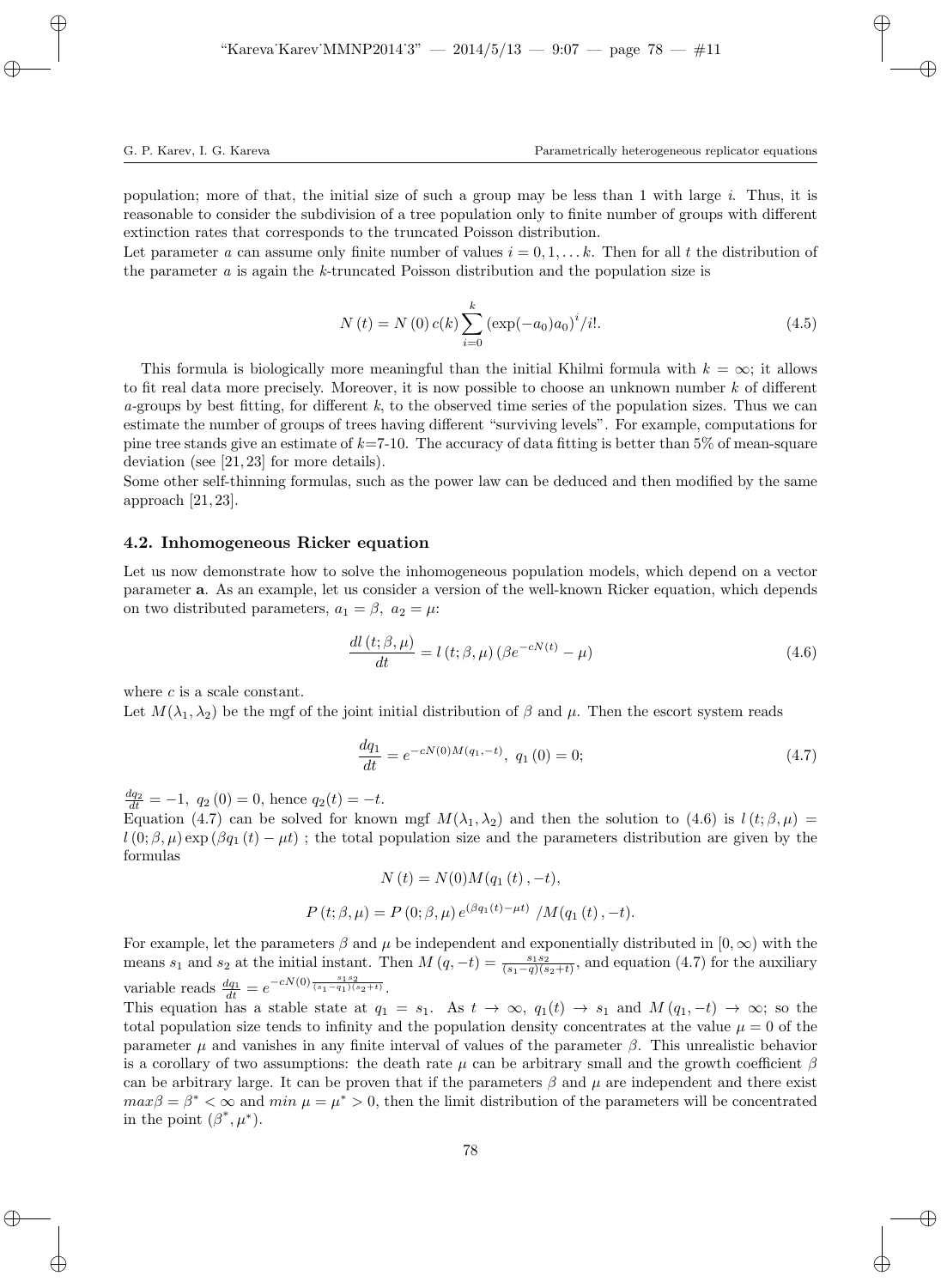population; more of that, the initial size of such a group may be less than 1 with large $i$. Thus, it is reasonable to consider the subdivision of a tree population only to finite number of groups with different extinction rates that corresponds to the truncated Poisson distribution.

Let parameter $a$ can assume only finite number of values $i = 0, 1, \dots k$. Then for all $t$ the distribution of the parameter $a$ is again the $k$-truncated Poisson distribution and the population size is

$$N(t) = N(0)\, c(k) \sum_{i=0}^{k} (\exp(-a_0)a_0)^i / i!. \tag{4.5}$$

This formula is biologically more meaningful than the initial Khilmi formula with $k = \infty$; it allows to fit real data more precisely. Moreover, it is now possible to choose an unknown number $k$ of different $a$-groups by best fitting, for different $k$, to the observed time series of the population sizes. Thus we can estimate the number of groups of trees having different "surviving levels". For example, computations for pine tree stands give an estimate of $k$=7-10. The accuracy of data fitting is better than 5% of mean-square deviation (see [21, 23] for more details).

Some other self-thinning formulas, such as the power law can be deduced and then modified by the same approach [21, 23].

### 4.2. Inhomogeneous Ricker equation

Let us now demonstrate how to solve the inhomogeneous population models, which depend on a vector parameter $\mathbf{a}$. As an example, let us consider a version of the well-known Ricker equation, which depends on two distributed parameters, $a_1 = \beta,\ a_2 = \mu$:

$$\frac{dl\,(t;\beta,\mu)}{dt} = l\,(t;\beta,\mu)\,(\beta e^{-cN(t)} - \mu) \tag{4.6}$$

where $c$ is a scale constant.

Let $M(\lambda_1, \lambda_2)$ be the mgf of the joint initial distribution of $\beta$ and $\mu$. Then the escort system reads

$$\frac{dq_1}{dt} = e^{-cN(0)M(q_1,-t)},\ q_1(0) = 0; \tag{4.7}$$

$\frac{dq_2}{dt} = -1,\ q_2(0) = 0$, hence $q_2(t) = -t$.

Equation (4.7) can be solved for known mgf $M(\lambda_1, \lambda_2)$ and then the solution to (4.6) is $l\,(t;\beta,\mu) = l\,(0;\beta,\mu)\exp\left(\beta q_1(t) - \mu t\right)$; the total population size and the parameters distribution are given by the formulas

$$N(t) = N(0)M(q_1(t), -t),$$

$$P\,(t;\beta,\mu) = P\,(0;\beta,\mu)\, e^{(\beta q_1(t) - \mu t)}\ / M(q_1(t), -t).$$

For example, let the parameters $\beta$ and $\mu$ be independent and exponentially distributed in $[0, \infty)$ with the means $s_1$ and $s_2$ at the initial instant. Then $M(q, -t) = \frac{s_1 s_2}{(s_1 - q)(s_2 + t)}$, and equation (4.7) for the auxiliary variable reads $\frac{dq_1}{dt} = e^{-cN(0)\frac{s_1 s_2}{(s_1 - q_1)(s_2 + t)}}$.

This equation has a stable state at $q_1 = s_1$. As $t \to \infty$, $q_1(t) \to s_1$ and $M(q_1, -t) \to \infty$; so the total population size tends to infinity and the population density concentrates at the value $\mu = 0$ of the parameter $\mu$ and vanishes in any finite interval of values of the parameter $\beta$. This unrealistic behavior is a corollary of two assumptions: the death rate $\mu$ can be arbitrary small and the growth coefficient $\beta$ can be arbitrary large. It can be proven that if the parameters $\beta$ and $\mu$ are independent and there exist $max\beta = \beta^* < \infty$ and $min\ \mu = \mu^* > 0$, then the limit distribution of the parameters will be concentrated in the point $(\beta^*, \mu^*)$.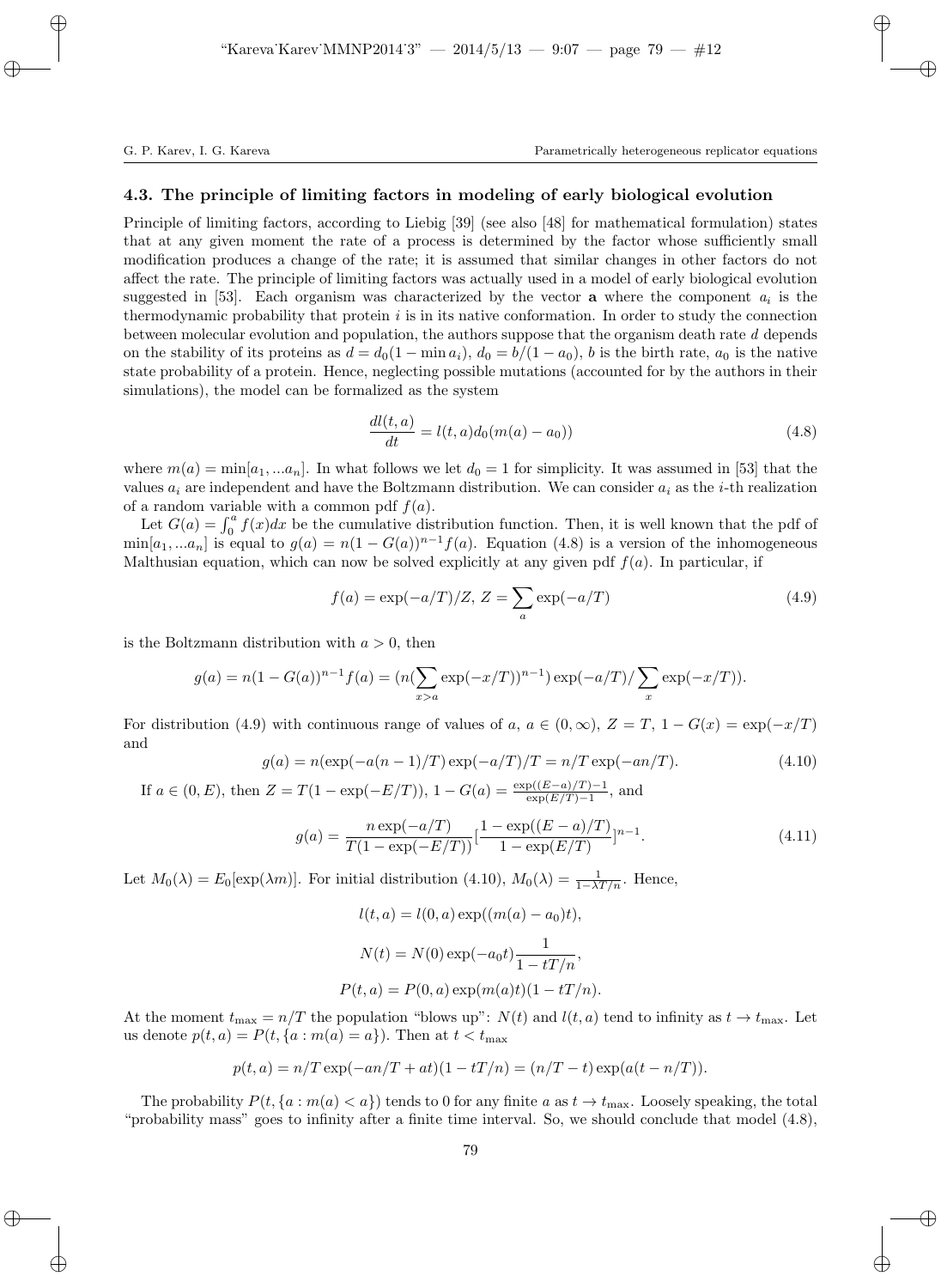### 4.3. The principle of limiting factors in modeling of early biological evolution

Principle of limiting factors, according to Liebig [39] (see also [48] for mathematical formulation) states that at any given moment the rate of a process is determined by the factor whose sufficiently small modification produces a change of the rate; it is assumed that similar changes in other factors do not affect the rate. The principle of limiting factors was actually used in a model of early biological evolution suggested in [53]. Each organism was characterized by the vector $\mathbf{a}$ where the component $a_i$ is the thermodynamic probability that protein $i$ is in its native conformation. In order to study the connection between molecular evolution and population, the authors suppose that the organism death rate $d$ depends on the stability of its proteins as $d = d_0(1 - \min a_i)$, $d_0 = b/(1 - a_0)$, $b$ is the birth rate, $a_0$ is the native state probability of a protein. Hence, neglecting possible mutations (accounted for by the authors in their simulations), the model can be formalized as the system

$$\frac{dl(t,a)}{dt} = l(t,a)d_0(m(a) - a_0)) \tag{4.8}$$

where $m(a) = \min[a_1, ...a_n]$. In what follows we let $d_0 = 1$ for simplicity. It was assumed in [53] that the values $a_i$ are independent and have the Boltzmann distribution. We can consider $a_i$ as the $i$-th realization of a random variable with a common pdf $f(a)$.

Let $G(a) = \int_0^a f(x)dx$ be the cumulative distribution function. Then, it is well known that the pdf of $\min[a_1, ...a_n]$ is equal to $g(a) = n(1 - G(a))^{n-1}f(a)$. Equation (4.8) is a version of the inhomogeneous Malthusian equation, which can now be solved explicitly at any given pdf $f(a)$. In particular, if

$$f(a) = \exp(-a/T)/Z, \; Z = \sum_a \exp(-a/T) \tag{4.9}$$

is the Boltzmann distribution with $a > 0$, then

$$g(a) = n(1 - G(a))^{n-1}f(a) = (n(\sum_{x>a} \exp(-x/T))^{n-1})\exp(-a/T)/\sum_x \exp(-x/T)).$$

For distribution (4.9) with continuous range of values of $a$, $a \in (0, \infty)$, $Z = T$, $1 - G(x) = \exp(-x/T)$ and

$$g(a) = n(\exp(-a(n-1)/T)\exp(-a/T)/T = n/T \exp(-an/T). \tag{4.10}$$

If $a \in (0, E)$, then $Z = T(1 - \exp(-E/T))$, $1 - G(a) = \frac{\exp((E-a)/T)-1}{\exp(E/T)-1}$, and

$$g(a) = \frac{n\exp(-a/T)}{T(1 - \exp(-E/T))}[\frac{1 - \exp((E-a)/T)}{1 - \exp(E/T)}]^{n-1}. \tag{4.11}$$

Let $M_0(\lambda) = E_0[\exp(\lambda m)]$. For initial distribution (4.10), $M_0(\lambda) = \frac{1}{1-\lambda T/n}$. Hence,

$$l(t,a) = l(0,a)\exp((m(a) - a_0)t),$$

$$N(t) = N(0)\exp(-a_0 t)\frac{1}{1 - tT/n},$$

$$P(t,a) = P(0,a)\exp(m(a)t)(1 - tT/n).$$

At the moment $t_{\max} = n/T$ the population "blows up": $N(t)$ and $l(t,a)$ tend to infinity as $t \to t_{\max}$. Let us denote $p(t,a) = P(t, \{a : m(a) = a\})$. Then at $t < t_{\max}$

$$p(t,a) = n/T\exp(-an/T + at)(1 - tT/n) = (n/T - t)\exp(a(t - n/T)).$$

The probability $P(t, \{a : m(a) < a\})$ tends to 0 for any finite $a$ as $t \to t_{\max}$. Loosely speaking, the total "probability mass" goes to infinity after a finite time interval. So, we should conclude that model (4.8),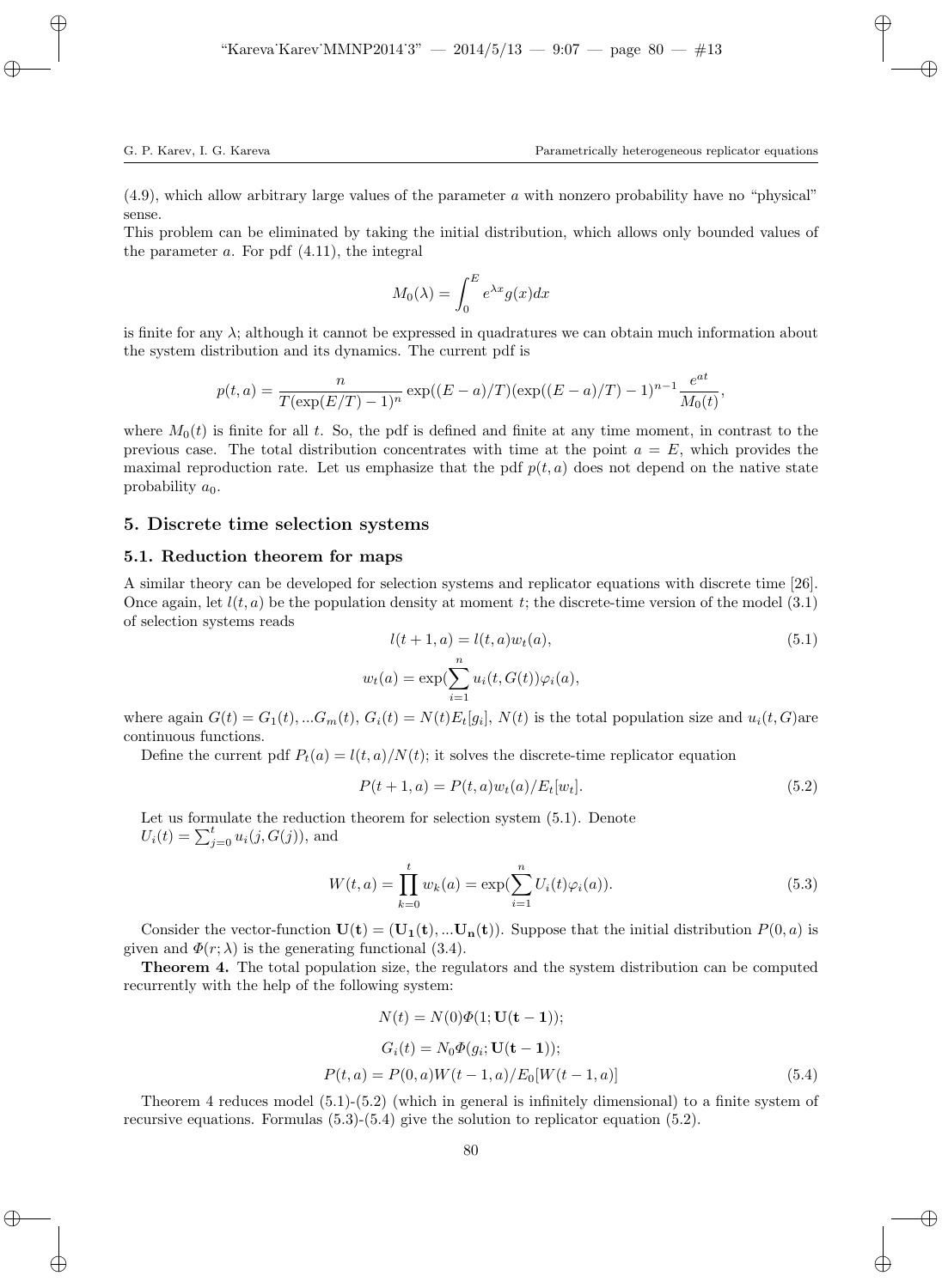(4.9), which allow arbitrary large values of the parameter $a$ with nonzero probability have no "physical" sense.

This problem can be eliminated by taking the initial distribution, which allows only bounded values of the parameter $a$. For pdf (4.11), the integral

$$M_0(\lambda) = \int_0^E e^{\lambda x} g(x) dx$$

is finite for any $\lambda$; although it cannot be expressed in quadratures we can obtain much information about the system distribution and its dynamics. The current pdf is

$$p(t,a) = \frac{n}{T(\exp(E/T)-1)^n} \exp((E-a)/T)(\exp((E-a)/T)-1)^{n-1} \frac{e^{at}}{M_0(t)},$$

where $M_0(t)$ is finite for all $t$. So, the pdf is defined and finite at any time moment, in contrast to the previous case. The total distribution concentrates with time at the point $a = E$, which provides the maximal reproduction rate. Let us emphasize that the pdf $p(t,a)$ does not depend on the native state probability $a_0$.

## 5. Discrete time selection systems

### 5.1. Reduction theorem for maps

A similar theory can be developed for selection systems and replicator equations with discrete time [26]. Once again, let $l(t,a)$ be the population density at moment $t$; the discrete-time version of the model (3.1) of selection systems reads

$$l(t+1,a) = l(t,a)w_t(a), \tag{5.1}$$

$$w_t(a) = \exp(\sum_{i=1}^{n} u_i(t, G(t))\varphi_i(a),$$

where again $G(t) = G_1(t), ...G_m(t)$, $G_i(t) = N(t)E_t[g_i]$, $N(t)$ is the total population size and $u_i(t,G)$are continuous functions.

Define the current pdf $P_t(a) = l(t,a)/N(t)$; it solves the discrete-time replicator equation

$$P(t+1,a) = P(t,a)w_t(a)/E_t[w_t]. \tag{5.2}$$

Let us formulate the reduction theorem for selection system (5.1). Denote $U_i(t) = \sum_{j=0}^{t} u_i(j, G(j))$, and

$$W(t,a) = \prod_{k=0}^{t} w_k(a) = \exp(\sum_{i=1}^{n} U_i(t)\varphi_i(a)). \tag{5.3}$$

Consider the vector-function $\mathbf{U(t)} = (\mathbf{U_1(t)}, ...\mathbf{U_n(t)})$. Suppose that the initial distribution $P(0,a)$ is given and $\Phi(r;\lambda)$ is the generating functional (3.4).

**Theorem 4.** The total population size, the regulators and the system distribution can be computed recurrently with the help of the following system:

$$N(t) = N(0)\Phi(1; \mathbf{U(t-1)});$$

$$G_i(t) = N_0 \Phi(g_i; \mathbf{U(t-1)});$$

$$P(t,a) = P(0,a)W(t-1,a)/E_0[W(t-1,a)] \tag{5.4}$$

Theorem 4 reduces model (5.1)-(5.2) (which in general is infinitely dimensional) to a finite system of recursive equations. Formulas (5.3)-(5.4) give the solution to replicator equation (5.2).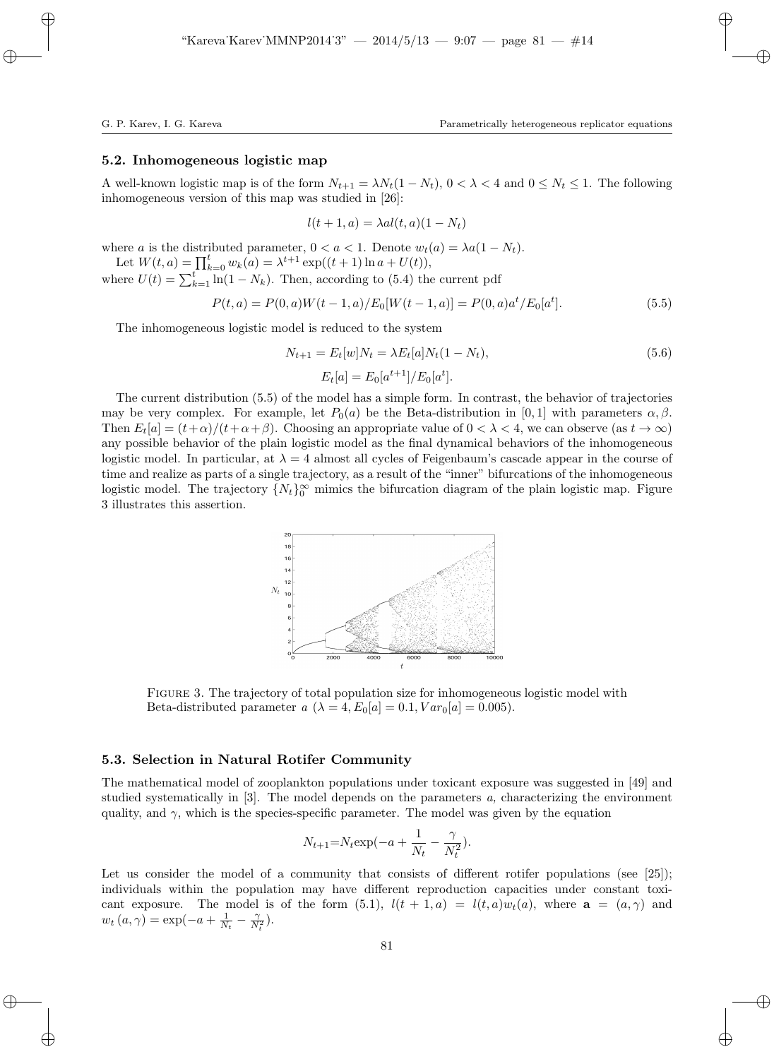### 5.2. Inhomogeneous logistic map

A well-known logistic map is of the form $N_{t+1} = \lambda N_t(1 - N_t)$, $0 < \lambda < 4$ and $0 \leq N_t \leq 1$. The following inhomogeneous version of this map was studied in [26]:

$$l(t+1, a) = \lambda a l(t, a)(1 - N_t)$$

where $a$ is the distributed parameter, $0 < a < 1$. Denote $w_t(a) = \lambda a(1 - N_t)$.

Let $W(t, a) = \prod_{k=0}^{t} w_k(a) = \lambda^{t+1} \exp((t+1)\ln a + U(t))$,

where $U(t) = \sum_{k=1}^{t} \ln(1 - N_k)$. Then, according to (5.4) the current pdf

$$P(t, a) = P(0, a)W(t-1, a)/E_0[W(t-1, a)] = P(0, a)a^t/E_0[a^t]. \tag{5.5}$$

The inhomogeneous logistic model is reduced to the system

$$N_{t+1} = E_t[w]N_t = \lambda E_t[a]N_t(1 - N_t), \tag{5.6}$$

$$E_t[a] = E_0[a^{t+1}]/E_0[a^t].$$

The current distribution (5.5) of the model has a simple form. In contrast, the behavior of trajectories may be very complex. For example, let $P_0(a)$ be the Beta-distribution in $[0, 1]$ with parameters $\alpha, \beta$. Then $E_t[a] = (t+\alpha)/(t+\alpha+\beta)$. Choosing an appropriate value of $0 < \lambda < 4$, we can observe (as $t \to \infty$) any possible behavior of the plain logistic model as the final dynamical behaviors of the inhomogeneous logistic model. In particular, at $\lambda = 4$ almost all cycles of Feigenbaum's cascade appear in the course of time and realize as parts of a single trajectory, as a result of the "inner" bifurcations of the inhomogeneous logistic model. The trajectory $\{N_t\}_0^\infty$ mimics the bifurcation diagram of the plain logistic map. Figure 3 illustrates this assertion.

Figure 3. The trajectory of total population size for inhomogeneous logistic model with Beta-distributed parameter $a$ ($\lambda = 4$, $E_0[a] = 0.1$, $Var_0[a] = 0.005$).

### 5.3. Selection in Natural Rotifer Community

The mathematical model of zooplankton populations under toxicant exposure was suggested in [49] and studied systematically in [3]. The model depends on the parameters $a$, characterizing the environment quality, and $\gamma$, which is the species-specific parameter. The model was given by the equation

$$N_{t+1} = N_t \exp(-a + \frac{1}{N_t} - \frac{\gamma}{N_t^2}).$$

Let us consider the model of a community that consists of different rotifer populations (see [25]); individuals within the population may have different reproduction capacities under constant toxicant exposure. The model is of the form (5.1), $l(t+1, a) = l(t, a)w_t(a)$, where $\mathbf{a} = (a, \gamma)$ and $w_t(a, \gamma) = \exp(-a + \frac{1}{N_t} - \frac{\gamma}{N_t^2})$.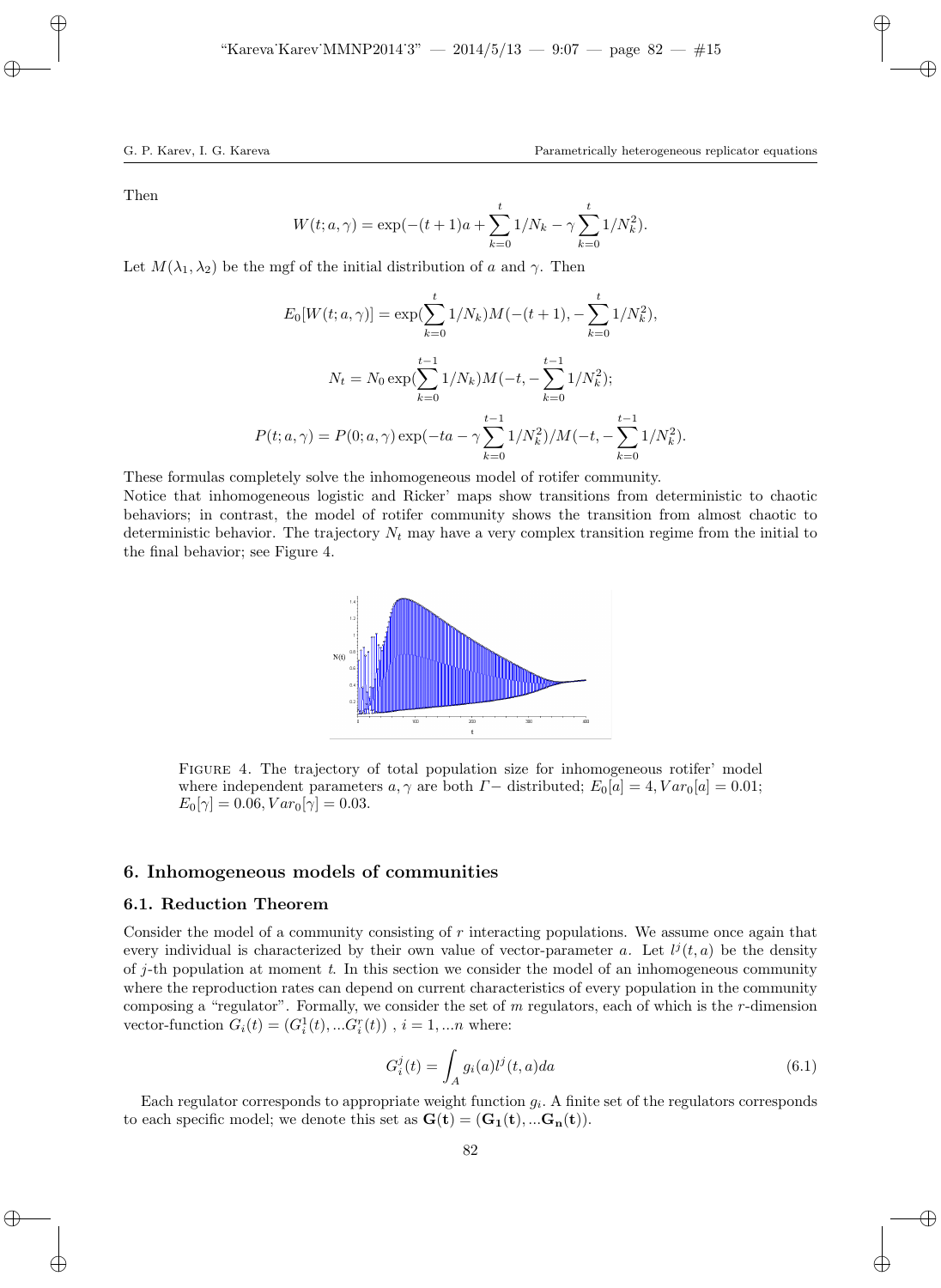Then

$$W(t; a, \gamma) = \exp(-(t+1)a + \sum_{k=0}^{t} 1/N_k - \gamma \sum_{k=0}^{t} 1/N_k^2).$$

Let $M(\lambda_1, \lambda_2)$ be the mgf of the initial distribution of $a$ and $\gamma$. Then

$$E_0[W(t; a, \gamma)] = \exp(\sum_{k=0}^{t} 1/N_k) M(-(t+1), -\sum_{k=0}^{t} 1/N_k^2),$$

$$N_t = N_0 \exp(\sum_{k=0}^{t-1} 1/N_k) M(-t, -\sum_{k=0}^{t-1} 1/N_k^2);$$

$$P(t; a, \gamma) = P(0; a, \gamma) \exp(-ta - \gamma \sum_{k=0}^{t-1} 1/N_k^2) / M(-t, -\sum_{k=0}^{t-1} 1/N_k^2).$$

These formulas completely solve the inhomogeneous model of rotifer community.
Notice that inhomogeneous logistic and Ricker' maps show transitions from deterministic to chaotic behaviors; in contrast, the model of rotifer community shows the transition from almost chaotic to deterministic behavior. The trajectory $N_t$ may have a very complex transition regime from the initial to the final behavior; see Figure 4.

FIGURE 4. The trajectory of total population size for inhomogeneous rotifer' model where independent parameters $a, \gamma$ are both $\Gamma-$ distributed; $E_0[a] = 4, Var_0[a] = 0.01$; $E_0[\gamma] = 0.06, Var_0[\gamma] = 0.03$.

## 6. Inhomogeneous models of communities

### 6.1. Reduction Theorem

Consider the model of a community consisting of $r$ interacting populations. We assume once again that every individual is characterized by their own value of vector-parameter $a$. Let $l^j(t, a)$ be the density of $j$-th population at moment $t$. In this section we consider the model of an inhomogeneous community where the reproduction rates can depend on current characteristics of every population in the community composing a "regulator". Formally, we consider the set of $m$ regulators, each of which is the $r$-dimension vector-function $G_i(t) = (G_i^1(t), ...G_i^r(t))$ , $i = 1, ...n$ where:

$$G_i^j(t) = \int_A g_i(a) l^j(t, a) da \tag{6.1}$$

Each regulator corresponds to appropriate weight function $g_i$. A finite set of the regulators corresponds to each specific model; we denote this set as $\mathbf{G(t)} = (\mathbf{G_1(t)}, ...\mathbf{G_n(t)})$.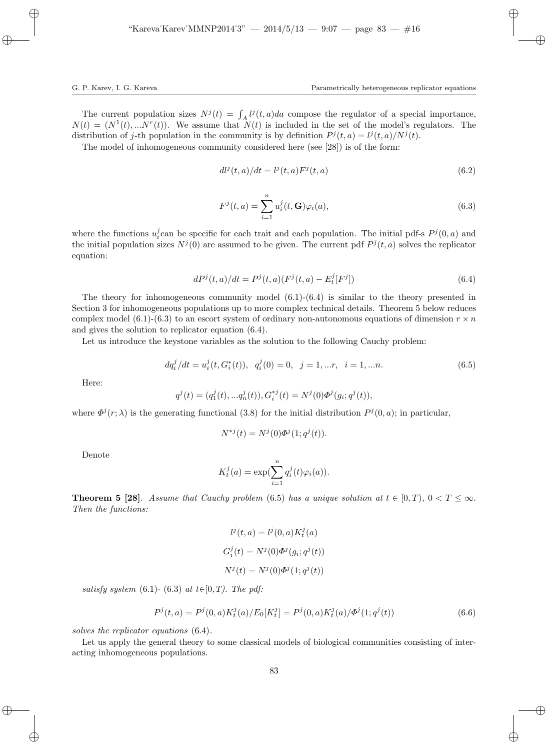The current population sizes $N^j(t) = \int_A l^j(t,a)da$ compose the regulator of a special importance, $N(t) = (N^1(t), ...N^r(t))$. We assume that $N(t)$ is included in the set of the model's regulators. The distribution of $j$-th population in the community is by definition $P^j(t,a) = l^j(t,a)/N^j(t)$.

The model of inhomogeneous community considered here (see [28]) is of the form:

$$dl^j(t,a)/dt = l^j(t,a)F^j(t,a) \tag{6.2}$$

$$F^j(t,a) = \sum_{i=1}^{n} u_i^j(t, \mathbf{G})\varphi_i(a), \tag{6.3}$$

where the functions $u_i^j$can be specific for each trait and each population. The initial pdf-s $P^j(0,a)$ and the initial population sizes $N^j(0)$ are assumed to be given. The current pdf $P^j(t,a)$ solves the replicator equation:

$$dP^j(t,a)/dt = P^j(t,a)(F^j(t,a) - E_t^j[F^j]) \tag{6.4}$$

The theory for inhomogeneous community model (6.1)-(6.4) is similar to the theory presented in Section 3 for inhomogeneous populations up to more complex technical details. Theorem 5 below reduces complex model (6.1)-(6.3) to an escort system of ordinary non-autonomous equations of dimension $r \times n$ and gives the solution to replicator equation (6.4).

Let us introduce the keystone variables as the solution to the following Cauchy problem:

$$dq_i^j/dt = u_i^j(t, G_i^*(t)), \;\; q_i^j(0) = 0, \;\; j = 1, ...r, \;\; i = 1, ...n. \tag{6.5}$$

Here:

$$q^j(t) = (q_1^j(t), ...q_m^j(t)), G_i^{*j}(t) = N^j(0)\Phi^j(g_i; q^j(t)),$$

where $\Phi^j(r;\lambda)$ is the generating functional (3.8) for the initial distribution $P^j(0,a)$; in particular,

$$N^{*j}(t) = N^j(0)\Phi^j(1; q^j(t)).$$

Denote

$$K_t^j(a) = \exp(\sum_{i=1}^{n} q_i^j(t)\varphi_i(a)).$$

**Theorem 5 [28]**. *Assume that Cauchy problem (6.5) has a unique solution at $t \in [0,T)$, $0 < T \leq \infty$. Then the functions:*

$$l^j(t,a) = l^j(0,a)K_t^j(a)$$

$$G_i^j(t) = N^j(0)\Phi^j(g_i; q^j(t))$$

$$N^j(t) = N^j(0)\Phi^j(1; q^j(t))$$

*satisfy system (6.1)- (6.3) at $t \in [0,T)$. The pdf:*

$$P^j(t,a) = P^j(0,a)K_t^j(a)/E_0[K_t^j] = P^j(0,a)K_t^j(a)/\Phi^j(1; q^j(t)) \tag{6.6}$$

*solves the replicator equations (6.4).*

Let us apply the general theory to some classical models of biological communities consisting of interacting inhomogeneous populations.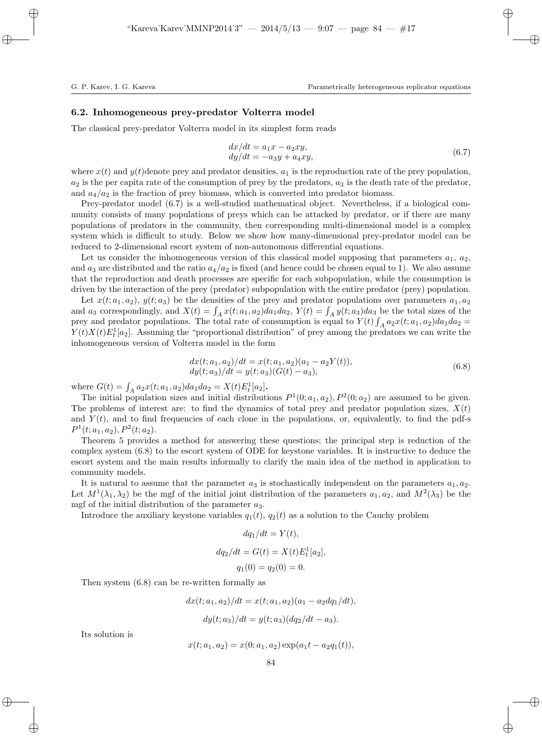### 6.2. Inhomogeneous prey-predator Volterra model

The classical prey-predator Volterra model in its simplest form reads

$$
\begin{aligned}
dx/dt &= a_1 x - a_2 xy, \\
dy/dt &= -a_3 y + a_4 xy,
\end{aligned}
\tag{6.7}
$$

where $x(t)$ and $y(t)$denote prey and predator densities, $a_1$ is the reproduction rate of the prey population, $a_2$ is the per capita rate of the consumption of prey by the predators, $a_3$ is the death rate of the predator, and $a_4/a_2$ is the fraction of prey biomass, which is converted into predator biomass.

Prey-predator model (6.7) is a well-studied mathematical object. Nevertheless, if a biological community consists of many populations of preys which can be attacked by predator, or if there are many populations of predators in the community, then corresponding multi-dimensional model is a complex system which is difficult to study. Below we show how many-dimensional prey-predator model can be reduced to 2-dimensional escort system of non-autonomous differential equations.

Let us consider the inhomogeneous version of this classical model supposing that parameters $a_1$, $a_2$, and $a_3$ are distributed and the ratio $a_4/a_2$ is fixed (and hence could be chosen equal to 1). We also assume that the reproduction and death processes are specific for each subpopulation, while the consumption is driven by the interaction of the prey (predator) subpopulation with the entire predator (prey) population.

Let $x(t; a_1, a_2)$, $y(t; a_3)$ be the densities of the prey and predator populations over parameters $a_1, a_2$ and $a_3$ correspondingly, and $X(t) = \int_A x(t; a_1, a_2) da_1 da_2$, $Y(t) = \int_A y(t; a_3) da_3$ be the total sizes of the prey and predator populations. The total rate of consumption is equal to $Y(t) \int_A a_2 x(t; a_1, a_2) da_1 da_2 = Y(t) X(t) E_t^1[a_2]$. Assuming the "proportional distribution" of prey among the predators we can write the inhomogeneous version of Volterra model in the form

$$
\begin{aligned}
dx(t; a_1, a_2)/dt &= x(t; a_1, a_2)(a_1 - a_2 Y(t)), \\
dy(t; a_3)/dt &= y(t; a_3)(G(t) - a_3),
\end{aligned}
\tag{6.8}
$$

where $G(t) = \int_A a_2 x(t; a_1, a_2) da_1 da_2 = X(t) E_t^1[a_2]$.

The initial population sizes and initial distributions $P^1(0; a_1, a_2)$, $P^2(0; a_2)$ are assumed to be given. The problems of interest are: to find the dynamics of total prey and predator population sizes, $X(t)$ and $Y(t)$, and to find frequencies of each clone in the populations, or, equivalently, to find the pdf-s $P^1(t; a_1, a_2)$, $P^2(t; a_2)$.

Theorem 5 provides a method for answering these questions; the principal step is reduction of the complex system (6.8) to the escort system of ODE for keystone variables. It is instructive to deduce the escort system and the main results informally to clarify the main idea of the method in application to community models.

It is natural to assume that the parameter $a_3$ is stochastically independent on the parameters $a_1, a_2$. Let $M^1(\lambda_1, \lambda_2)$ be the mgf of the initial joint distribution of the parameters $a_1, a_2$, and $M^2(\lambda_3)$ be the mgf of the initial distribution of the parameter $a_3$.

Introduce the auxiliary keystone variables $q_1(t)$, $q_2(t)$ as a solution to the Cauchy problem

$$dq_1/dt = Y(t),$$

$$dq_2/dt = G(t) = X(t) E_t^1[a_2],$$

$$q_1(0) = q_2(0) = 0.$$

Then system (6.8) can be re-written formally as

$$dx(t; a_1, a_2)/dt = x(t; a_1, a_2)(a_1 - a_2 dq_1/dt),$$

$$dy(t; a_3)/dt = y(t; a_3)(dq_2/dt - a_3).$$

Its solution is

$$x(t; a_1, a_2) = x(0; a_1, a_2) \exp(a_1 t - a_2 q_1(t)),$$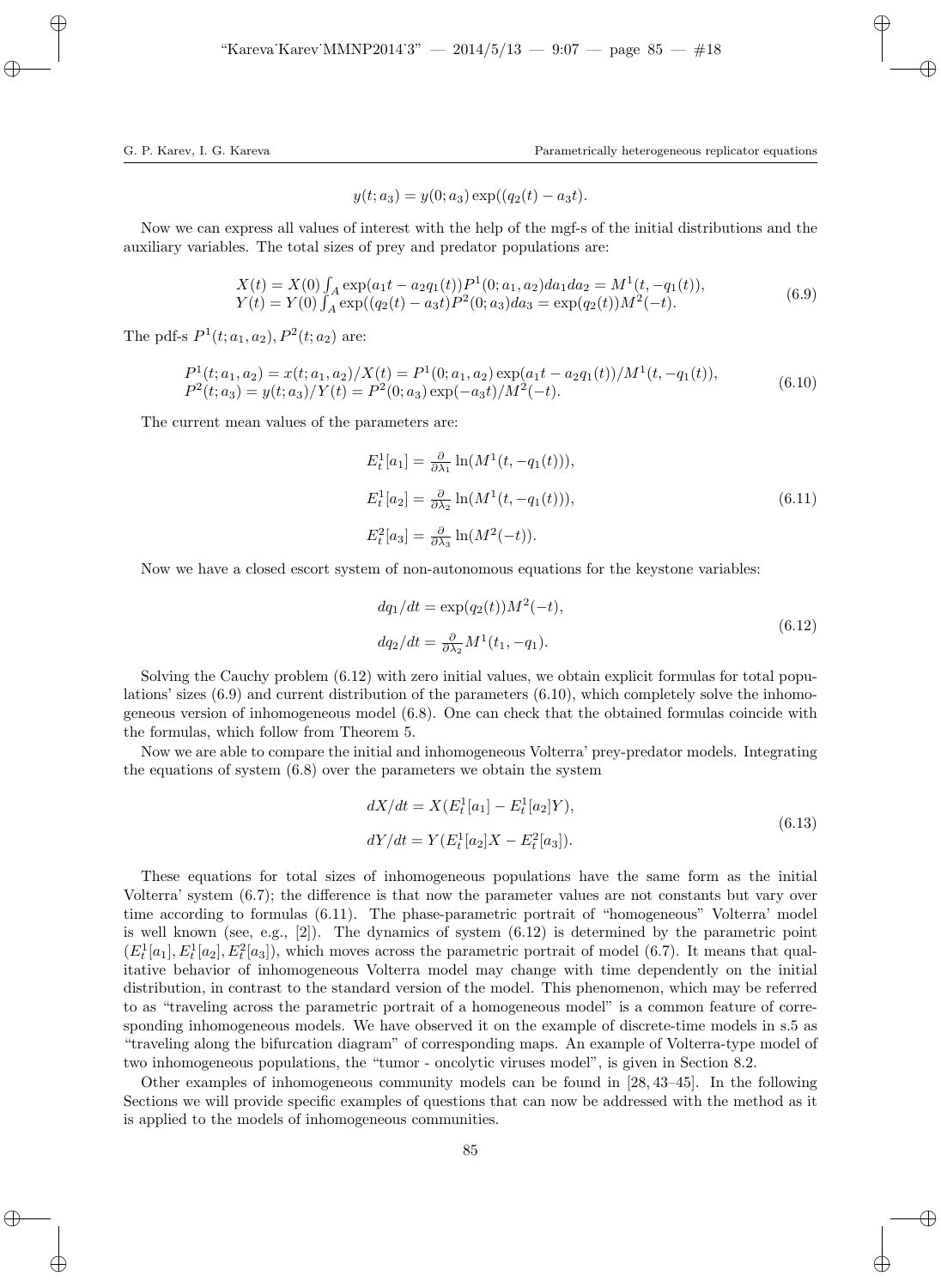$$y(t;a_3) = y(0;a_3)\exp((q_2(t) - a_3 t).$$

Now we can express all values of interest with the help of the mgf-s of the initial distributions and the auxiliary variables. The total sizes of prey and predator populations are:

$$\begin{array}{l} X(t) = X(0)\int_A \exp(a_1 t - a_2 q_1(t))P^1(0;a_1,a_2)da_1 da_2 = M^1(t,-q_1(t)), \\ Y(t) = Y(0)\int_A \exp((q_2(t) - a_3 t)P^2(0;a_3)da_3 = \exp(q_2(t))M^2(-t). \end{array} \tag{6.9}$$

The pdf-s $P^1(t;a_1,a_2), P^2(t;a_2)$ are:

$$\begin{array}{l} P^1(t;a_1,a_2) = x(t;a_1,a_2)/X(t) = P^1(0;a_1,a_2)\exp(a_1 t - a_2 q_1(t))/M^1(t,-q_1(t)), \\ P^2(t;a_3) = y(t;a_3)/Y(t) = P^2(0;a_3)\exp(-a_3 t)/M^2(-t). \end{array} \tag{6.10}$$

The current mean values of the parameters are:

$$\begin{array}{l} E_t^1[a_1] = \frac{\partial}{\partial \lambda_1}\ln(M^1(t,-q_1(t))), \\[2mm] E_t^1[a_2] = \frac{\partial}{\partial \lambda_2}\ln(M^1(t,-q_1(t))), \\[2mm] E_t^2[a_3] = \frac{\partial}{\partial \lambda_3}\ln(M^2(-t)). \end{array} \tag{6.11}$$

Now we have a closed escort system of non-autonomous equations for the keystone variables:

$$\begin{array}{l} dq_1/dt = \exp(q_2(t))M^2(-t), \\[2mm] dq_2/dt = \frac{\partial}{\partial \lambda_2}M^1(t_1,-q_1). \end{array} \tag{6.12}$$

Solving the Cauchy problem (6.12) with zero initial values, we obtain explicit formulas for total populations' sizes (6.9) and current distribution of the parameters (6.10), which completely solve the inhomogeneous version of inhomogeneous model (6.8). One can check that the obtained formulas coincide with the formulas, which follow from Theorem 5.

Now we are able to compare the initial and inhomogeneous Volterra' prey-predator models. Integrating the equations of system (6.8) over the parameters we obtain the system

$$\begin{array}{l} dX/dt = X(E_t^1[a_1] - E_t^1[a_2]Y), \\[2mm] dY/dt = Y(E_t^1[a_2]X - E_t^2[a_3]). \end{array} \tag{6.13}$$

These equations for total sizes of inhomogeneous populations have the same form as the initial Volterra' system (6.7); the difference is that now the parameter values are not constants but vary over time according to formulas (6.11). The phase-parametric portrait of "homogeneous" Volterra' model is well known (see, e.g., [2]). The dynamics of system (6.12) is determined by the parametric point $(E_t^1[a_1], E_t^1[a_2], E_t^2[a_3])$, which moves across the parametric portrait of model (6.7). It means that qualitative behavior of inhomogeneous Volterra model may change with time dependently on the initial distribution, in contrast to the standard version of the model. This phenomenon, which may be referred to as "traveling across the parametric portrait of a homogeneous model" is a common feature of corresponding inhomogeneous models. We have observed it on the example of discrete-time models in s.5 as "traveling along the bifurcation diagram" of corresponding maps. An example of Volterra-type model of two inhomogeneous populations, the "tumor - oncolytic viruses model", is given in Section 8.2.

Other examples of inhomogeneous community models can be found in [28, 43–45]. In the following Sections we will provide specific examples of questions that can now be addressed with the method as it is applied to the models of inhomogeneous communities.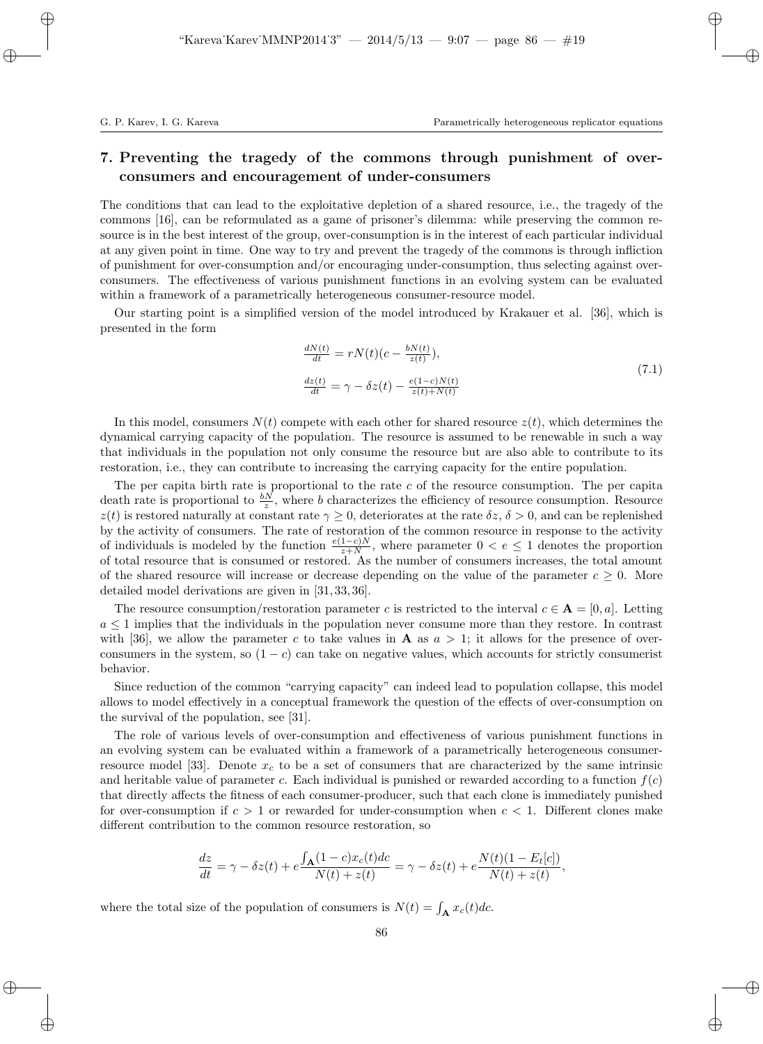## 7. Preventing the tragedy of the commons through punishment of over-consumers and encouragement of under-consumers

The conditions that can lead to the exploitative depletion of a shared resource, i.e., the tragedy of the commons [16], can be reformulated as a game of prisoner's dilemma: while preserving the common resource is in the best interest of the group, over-consumption is in the interest of each particular individual at any given point in time. One way to try and prevent the tragedy of the commons is through infliction of punishment for over-consumption and/or encouraging under-consumption, thus selecting against over-consumers. The effectiveness of various punishment functions in an evolving system can be evaluated within a framework of a parametrically heterogeneous consumer-resource model.

Our starting point is a simplified version of the model introduced by Krakauer et al. [36], which is presented in the form

$$
\begin{aligned}
\frac{dN(t)}{dt} &= rN(t)\left(c - \frac{bN(t)}{z(t)}\right), \\
\frac{dz(t)}{dt} &= \gamma - \delta z(t) - \frac{e(1-c)N(t)}{z(t)+N(t)}
\end{aligned}
\tag{7.1}
$$

In this model, consumers $N(t)$ compete with each other for shared resource $z(t)$, which determines the dynamical carrying capacity of the population. The resource is assumed to be renewable in such a way that individuals in the population not only consume the resource but are also able to contribute to its restoration, i.e., they can contribute to increasing the carrying capacity for the entire population.

The per capita birth rate is proportional to the rate $c$ of the resource consumption. The per capita death rate is proportional to $\frac{bN}{z}$, where $b$ characterizes the efficiency of resource consumption. Resource $z(t)$ is restored naturally at constant rate $\gamma \geq 0$, deteriorates at the rate $\delta z$, $\delta > 0$, and can be replenished by the activity of consumers. The rate of restoration of the common resource in response to the activity of individuals is modeled by the function $\frac{e(1-c)N}{z+N}$, where parameter $0 < e \leq 1$ denotes the proportion of total resource that is consumed or restored. As the number of consumers increases, the total amount of the shared resource will increase or decrease depending on the value of the parameter $c \geq 0$. More detailed model derivations are given in [31, 33, 36].

The resource consumption/restoration parameter $c$ is restricted to the interval $c \in \mathbf{A} = [0, a]$. Letting $a \leq 1$ implies that the individuals in the population never consume more than they restore. In contrast with [36], we allow the parameter $c$ to take values in $\mathbf{A}$ as $a > 1$; it allows for the presence of over-consumers in the system, so $(1 - c)$ can take on negative values, which accounts for strictly consumerist behavior.

Since reduction of the common "carrying capacity" can indeed lead to population collapse, this model allows to model effectively in a conceptual framework the question of the effects of over-consumption on the survival of the population, see [31].

The role of various levels of over-consumption and effectiveness of various punishment functions in an evolving system can be evaluated within a framework of a parametrically heterogeneous consumer-resource model [33]. Denote $x_c$ to be a set of consumers that are characterized by the same intrinsic and heritable value of parameter $c$. Each individual is punished or rewarded according to a function $f(c)$ that directly affects the fitness of each consumer-producer, such that each clone is immediately punished for over-consumption if $c > 1$ or rewarded for under-consumption when $c < 1$. Different clones make different contribution to the common resource restoration, so

$$
\frac{dz}{dt} = \gamma - \delta z(t) + e\frac{\int_{\mathbf{A}}(1-c)x_c(t)dc}{N(t)+z(t)} = \gamma - \delta z(t) + e\frac{N(t)(1-E_t[c])}{N(t)+z(t)},
$$

where the total size of the population of consumers is $N(t) = \int_{\mathbf{A}} x_c(t)dc$.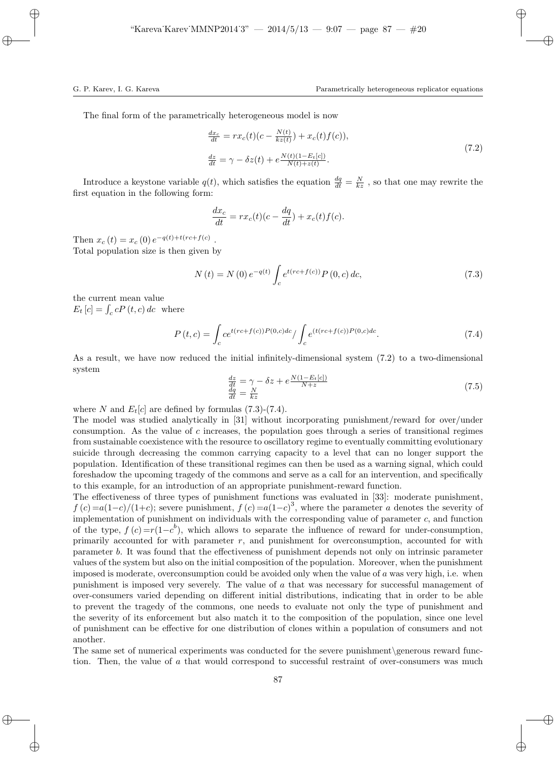The final form of the parametrically heterogeneous model is now

$$\begin{aligned} \frac{dx_c}{dt} &= r x_c(t)(c - \tfrac{N(t)}{kz(t)}) + x_c(t)f(c)), \\ \frac{dz}{dt} &= \gamma - \delta z(t) + e\tfrac{N(t)(1-E_t[c])}{N(t)+z(t)}. \end{aligned} \tag{7.2}$$

Introduce a keystone variable $q(t)$, which satisfies the equation $\frac{dq}{dt} = \frac{N}{kz}$ , so that one may rewrite the first equation in the following form:

$$\frac{dx_c}{dt} = r x_c(t)(c - \frac{dq}{dt}) + x_c(t)f(c).$$

Then $x_c\left(t\right) = x_c\left(0\right)e^{-q(t)+t(rc+f(c)}$ .
Total population size is then given by

$$N\left(t\right) = N\left(0\right)e^{-q(t)}\int_c e^{t(rc+f(c))}P\left(0,c\right)dc, \tag{7.3}$$

the current mean value
$E_t\left[c\right] = \int_c cP\left(t,c\right)dc$ where

$$P\left(t,c\right) = \int_c ce^{t(rc+f(c))P(0,c)dc} / \int_c e^{(t(rc+f(c))P(0,c)dc}. \tag{7.4}$$

As a result, we have now reduced the initial infinitely-dimensional system (7.2) to a two-dimensional system

$$\begin{aligned} \frac{dz}{dt} &= \gamma - \delta z + e\tfrac{N(1-E_t[c])}{N+z} \\ \frac{dq}{dt} &= \tfrac{N}{kz} \end{aligned} \tag{7.5}$$

where $N$ and $E_t[c]$ are defined by formulas (7.3)-(7.4).
The model was studied analytically in [31] without incorporating punishment/reward for over/under consumption. As the value of $c$ increases, the population goes through a series of transitional regimes from sustainable coexistence with the resource to oscillatory regime to eventually committing evolutionary suicide through decreasing the common carrying capacity to a level that can no longer support the population. Identification of these transitional regimes can then be used as a warning signal, which could foreshadow the upcoming tragedy of the commons and serve as a call for an intervention, and specifically to this example, for an introduction of an appropriate punishment-reward function.
The effectiveness of three types of punishment functions was evaluated in [33]: moderate punishment, $f\left(c\right) = a(1-c)/(1+c)$; severe punishment, $f\left(c\right) = a(1-c)^3$, where the parameter $a$ denotes the severity of implementation of punishment on individuals with the corresponding value of parameter $c$, and function of the type, $f\left(c\right) = r(1-c^b)$, which allows to separate the influence of reward for under-consumption, primarily accounted for with parameter $r$, and punishment for overconsumption, accounted for with parameter $b$. It was found that the effectiveness of punishment depends not only on intrinsic parameter values of the system but also on the initial composition of the population. Moreover, when the punishment imposed is moderate, overconsumption could be avoided only when the value of $a$ was very high, i.e. when punishment is imposed very severely. The value of $a$ that was necessary for successful management of over-consumers varied depending on different initial distributions, indicating that in order to be able to prevent the tragedy of the commons, one needs to evaluate not only the type of punishment and the severity of its enforcement but also match it to the composition of the population, since one level of punishment can be effective for one distribution of clones within a population of consumers and not another.
The same set of numerical experiments was conducted for the severe punishment\generous reward function. Then, the value of $a$ that would correspond to successful restraint of over-consumers was much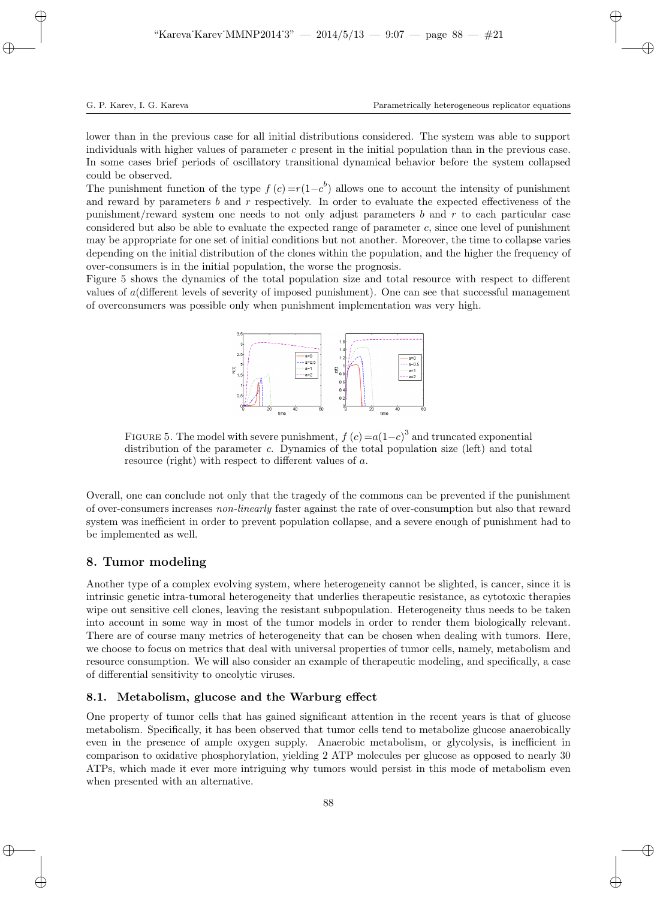lower than in the previous case for all initial distributions considered. The system was able to support individuals with higher values of parameter $c$ present in the initial population than in the previous case. In some cases brief periods of oscillatory transitional dynamical behavior before the system collapsed could be observed.

The punishment function of the type $f(c) = r(1-c^b)$ allows one to account the intensity of punishment and reward by parameters $b$ and $r$ respectively. In order to evaluate the expected effectiveness of the punishment/reward system one needs to not only adjust parameters $b$ and $r$ to each particular case considered but also be able to evaluate the expected range of parameter $c$, since one level of punishment may be appropriate for one set of initial conditions but not another. Moreover, the time to collapse varies depending on the initial distribution of the clones within the population, and the higher the frequency of over-consumers is in the initial population, the worse the prognosis.

Figure 5 shows the dynamics of the total population size and total resource with respect to different values of $a$(different levels of severity of imposed punishment). One can see that successful management of overconsumers was possible only when punishment implementation was very high.

FIGURE 5. The model with severe punishment, $f(c) = a(1-c)^3$ and truncated exponential distribution of the parameter $c$. Dynamics of the total population size (left) and total resource (right) with respect to different values of $a$.

Overall, one can conclude not only that the tragedy of the commons can be prevented if the punishment of over-consumers increases *non-linearly* faster against the rate of over-consumption but also that reward system was inefficient in order to prevent population collapse, and a severe enough of punishment had to be implemented as well.

## 8. Tumor modeling

Another type of a complex evolving system, where heterogeneity cannot be slighted, is cancer, since it is intrinsic genetic intra-tumoral heterogeneity that underlies therapeutic resistance, as cytotoxic therapies wipe out sensitive cell clones, leaving the resistant subpopulation. Heterogeneity thus needs to be taken into account in some way in most of the tumor models in order to render them biologically relevant. There are of course many metrics of heterogeneity that can be chosen when dealing with tumors. Here, we choose to focus on metrics that deal with universal properties of tumor cells, namely, metabolism and resource consumption. We will also consider an example of therapeutic modeling, and specifically, a case of differential sensitivity to oncolytic viruses.

### 8.1. Metabolism, glucose and the Warburg effect

One property of tumor cells that has gained significant attention in the recent years is that of glucose metabolism. Specifically, it has been observed that tumor cells tend to metabolize glucose anaerobically even in the presence of ample oxygen supply. Anaerobic metabolism, or glycolysis, is inefficient in comparison to oxidative phosphorylation, yielding 2 ATP molecules per glucose as opposed to nearly 30 ATPs, which made it ever more intriguing why tumors would persist in this mode of metabolism even when presented with an alternative.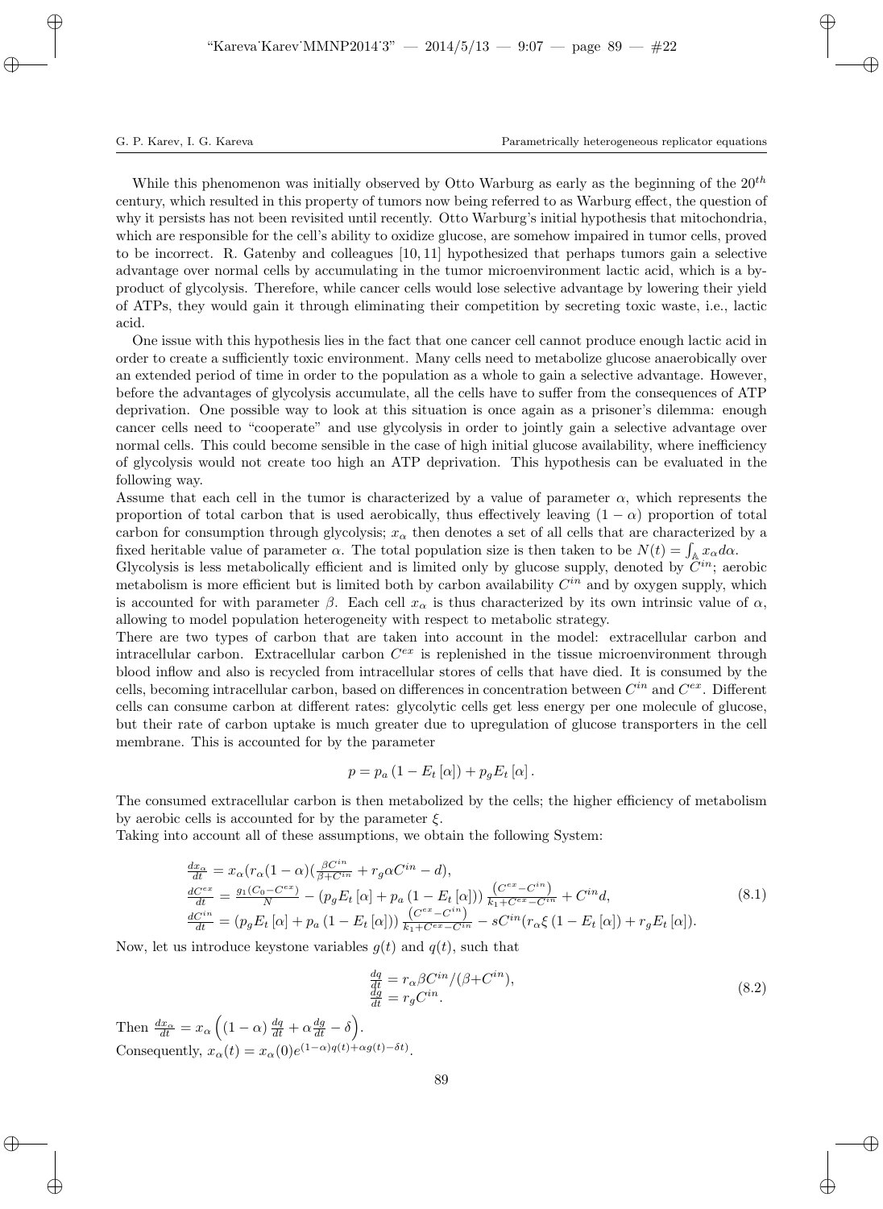While this phenomenon was initially observed by Otto Warburg as early as the beginning of the $20^{th}$ century, which resulted in this property of tumors now being referred to as Warburg effect, the question of why it persists has not been revisited until recently. Otto Warburg's initial hypothesis that mitochondria, which are responsible for the cell's ability to oxidize glucose, are somehow impaired in tumor cells, proved to be incorrect. R. Gatenby and colleagues [10, 11] hypothesized that perhaps tumors gain a selective advantage over normal cells by accumulating in the tumor microenvironment lactic acid, which is a by-product of glycolysis. Therefore, while cancer cells would lose selective advantage by lowering their yield of ATPs, they would gain it through eliminating their competition by secreting toxic waste, i.e., lactic acid.

One issue with this hypothesis lies in the fact that one cancer cell cannot produce enough lactic acid in order to create a sufficiently toxic environment. Many cells need to metabolize glucose anaerobically over an extended period of time in order to the population as a whole to gain a selective advantage. However, before the advantages of glycolysis accumulate, all the cells have to suffer from the consequences of ATP deprivation. One possible way to look at this situation is once again as a prisoner's dilemma: enough cancer cells need to "cooperate" and use glycolysis in order to jointly gain a selective advantage over normal cells. This could become sensible in the case of high initial glucose availability, where inefficiency of glycolysis would not create too high an ATP deprivation. This hypothesis can be evaluated in the following way.

Assume that each cell in the tumor is characterized by a value of parameter $\alpha$, which represents the proportion of total carbon that is used aerobically, thus effectively leaving $(1-\alpha)$ proportion of total carbon for consumption through glycolysis; $x_\alpha$ then denotes a set of all cells that are characterized by a fixed heritable value of parameter $\alpha$. The total population size is then taken to be $N(t)=\int_{\mathbb{A}} x_\alpha d\alpha$.

Glycolysis is less metabolically efficient and is limited only by glucose supply, denoted by $C^{in}$; aerobic metabolism is more efficient but is limited both by carbon availability $C^{in}$ and by oxygen supply, which is accounted for with parameter $\beta$. Each cell $x_\alpha$ is thus characterized by its own intrinsic value of $\alpha$, allowing to model population heterogeneity with respect to metabolic strategy.

There are two types of carbon that are taken into account in the model: extracellular carbon and intracellular carbon. Extracellular carbon $C^{ex}$ is replenished in the tissue microenvironment through blood inflow and also is recycled from intracellular stores of cells that have died. It is consumed by the cells, becoming intracellular carbon, based on differences in concentration between $C^{in}$ and $C^{ex}$. Different cells can consume carbon at different rates: glycolytic cells get less energy per one molecule of glucose, but their rate of carbon uptake is much greater due to upregulation of glucose transporters in the cell membrane. This is accounted for by the parameter

$$p = p_a\left(1-E_t\left[\alpha\right]\right)+p_g E_t\left[\alpha\right].$$

The consumed extracellular carbon is then metabolized by the cells; the higher efficiency of metabolism by aerobic cells is accounted for by the parameter $\xi$.

Taking into account all of these assumptions, we obtain the following System:

$$\begin{array}{l}
\frac{dx_\alpha}{dt} = x_\alpha\left(r_\alpha(1-\alpha)\left(\frac{\beta C^{in}}{\beta+C^{in}}+r_g\alpha C^{in}-d\right)\right),\\
\frac{dC^{ex}}{dt} = \frac{g_1(C_0-C^{ex})}{N} - \left(p_g E_t\left[\alpha\right]+p_a\left(1-E_t\left[\alpha\right]\right)\right)\frac{\left(C^{ex}-C^{in}\right)}{k_1+C^{ex}-C^{in}} + C^{in}d,\\
\frac{dC^{in}}{dt} = \left(p_g E_t\left[\alpha\right]+p_a\left(1-E_t\left[\alpha\right]\right)\right)\frac{\left(C^{ex}-C^{in}\right)}{k_1+C^{ex}-C^{in}} - sC^{in}\left(r_\alpha\xi\left(1-E_t\left[\alpha\right]\right)+r_g E_t\left[\alpha\right]\right).
\end{array} \tag{8.1}$$

Now, let us introduce keystone variables $g(t)$ and $q(t)$, such that

$$\begin{array}{l}
\frac{dq}{dt} = r_\alpha \beta C^{in}/(\beta+C^{in}),\\
\frac{dg}{dt} = r_g C^{in}.
\end{array} \tag{8.2}$$

Then $\frac{dx_\alpha}{dt} = x_\alpha\left(\left(1-\alpha\right)\frac{dq}{dt}+\alpha\frac{dg}{dt}-\delta\right)$.

Consequently, $x_\alpha(t)=x_\alpha(0)e^{(1-\alpha)q(t)+\alpha g(t)-\delta t)}$.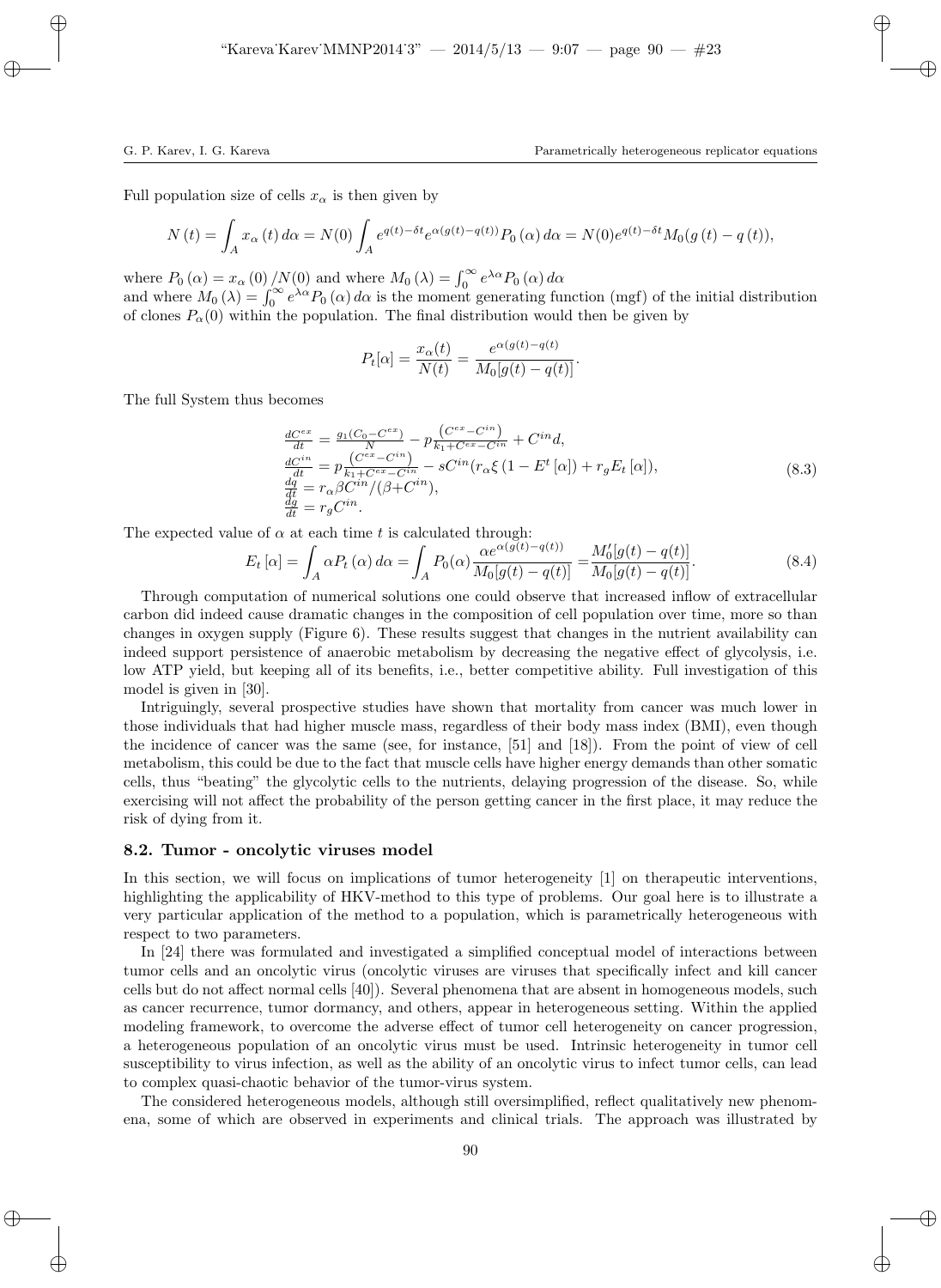Full population size of cells $x_\alpha$ is then given by

$$N(t) = \int_A x_\alpha(t)\, d\alpha = N(0) \int_A e^{q(t)-\delta t} e^{\alpha(g(t)-q(t))} P_0(\alpha)\, d\alpha = N(0) e^{q(t)-\delta t} M_0(g(t) - q(t)),$$

where $P_0(\alpha) = x_\alpha(0)/N(0)$ and where $M_0(\lambda) = \int_0^\infty e^{\lambda\alpha} P_0(\alpha)\, d\alpha$
and where $M_0(\lambda) = \int_0^\infty e^{\lambda\alpha} P_0(\alpha)\, d\alpha$ is the moment generating function (mgf) of the initial distribution of clones $P_\alpha(0)$ within the population. The final distribution would then be given by

$$P_t[\alpha] = \frac{x_\alpha(t)}{N(t)} = \frac{e^{\alpha(g(t)-q(t)}}{M_0[g(t)-q(t)]}.$$

The full System thus becomes

$$\begin{aligned}
&\tfrac{dC^{ex}}{dt} = \tfrac{g_1(C_0 - C^{ex})}{N} - p\tfrac{\left(C^{ex}-C^{in}\right)}{k_1 + C^{ex} - C^{in}} + C^{in} d, \\
&\tfrac{dC^{in}}{dt} = p\tfrac{\left(C^{ex}-C^{in}\right)}{k_1 + C^{ex} - C^{in}} - sC^{in}(r_\alpha \xi \left(1 - E^t[\alpha]\right) + r_g E_t[\alpha]), \\
&\tfrac{dq}{dt} = r_\alpha \beta C^{in}/(\beta + C^{in}), \\
&\tfrac{dg}{dt} = r_g C^{in}.
\end{aligned} \tag{8.3}$$

The expected value of $\alpha$ at each time $t$ is calculated through:

$$E_t[\alpha] = \int_A \alpha P_t(\alpha)\, d\alpha = \int_A P_0(\alpha) \frac{\alpha e^{\alpha(g(t)-q(t))}}{M_0[g(t)-q(t)]} = \frac{M_0'[g(t)-q(t)]}{M_0[g(t)-q(t)]}. \tag{8.4}$$

Through computation of numerical solutions one could observe that increased inflow of extracellular carbon did indeed cause dramatic changes in the composition of cell population over time, more so than changes in oxygen supply (Figure 6). These results suggest that changes in the nutrient availability can indeed support persistence of anaerobic metabolism by decreasing the negative effect of glycolysis, i.e. low ATP yield, but keeping all of its benefits, i.e., better competitive ability. Full investigation of this model is given in [30].

Intriguingly, several prospective studies have shown that mortality from cancer was much lower in those individuals that had higher muscle mass, regardless of their body mass index (BMI), even though the incidence of cancer was the same (see, for instance, [51] and [18]). From the point of view of cell metabolism, this could be due to the fact that muscle cells have higher energy demands than other somatic cells, thus "beating" the glycolytic cells to the nutrients, delaying progression of the disease. So, while exercising will not affect the probability of the person getting cancer in the first place, it may reduce the risk of dying from it.

### 8.2. Tumor - oncolytic viruses model

In this section, we will focus on implications of tumor heterogeneity [1] on therapeutic interventions, highlighting the applicability of HKV-method to this type of problems. Our goal here is to illustrate a very particular application of the method to a population, which is parametrically heterogeneous with respect to two parameters.

In [24] there was formulated and investigated a simplified conceptual model of interactions between tumor cells and an oncolytic virus (oncolytic viruses are viruses that specifically infect and kill cancer cells but do not affect normal cells [40]). Several phenomena that are absent in homogeneous models, such as cancer recurrence, tumor dormancy, and others, appear in heterogeneous setting. Within the applied modeling framework, to overcome the adverse effect of tumor cell heterogeneity on cancer progression, a heterogeneous population of an oncolytic virus must be used. Intrinsic heterogeneity in tumor cell susceptibility to virus infection, as well as the ability of an oncolytic virus to infect tumor cells, can lead to complex quasi-chaotic behavior of the tumor-virus system.

The considered heterogeneous models, although still oversimplified, reflect qualitatively new phenomena, some of which are observed in experiments and clinical trials. The approach was illustrated by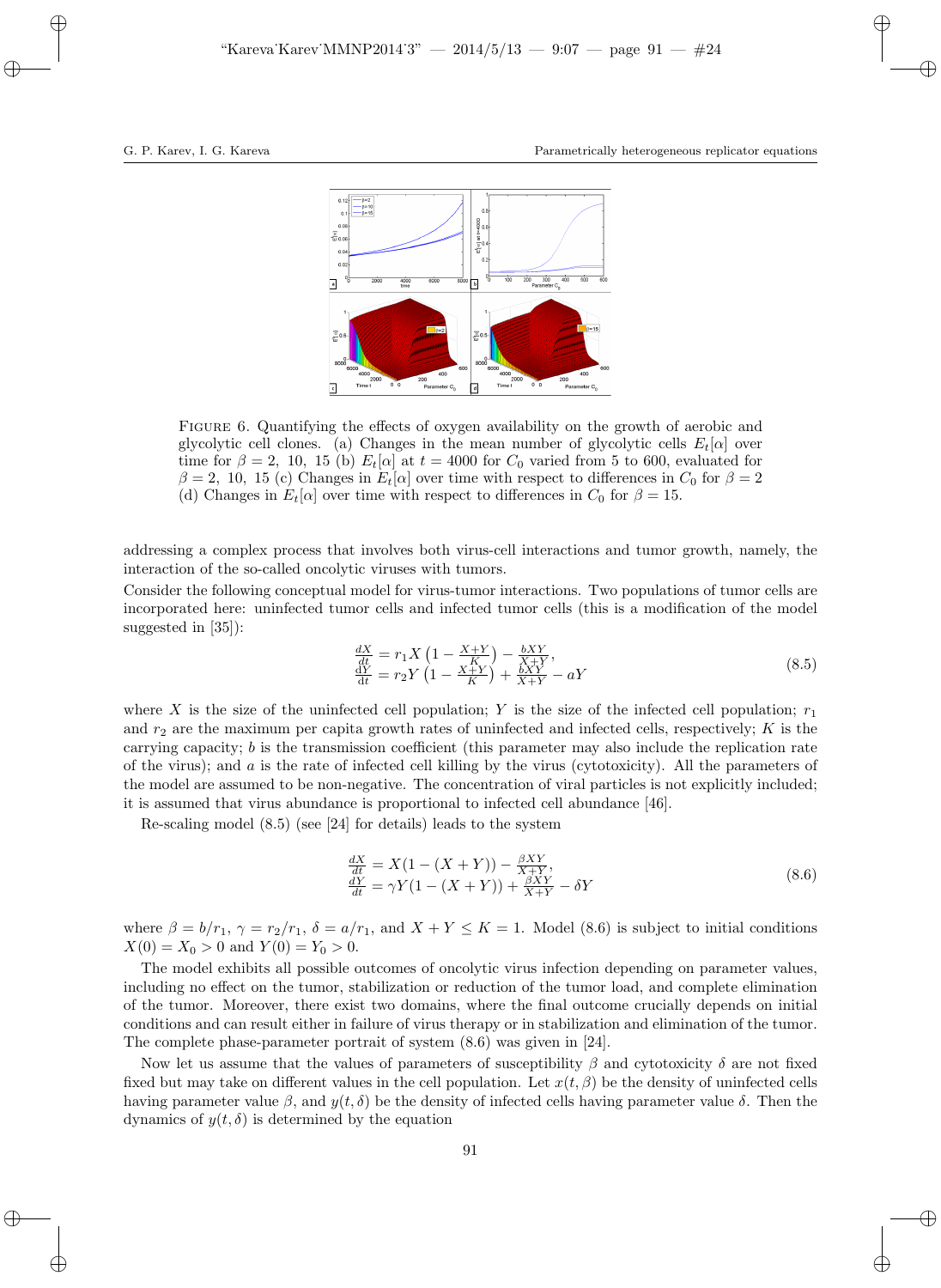FIGURE 6. Quantifying the effects of oxygen availability on the growth of aerobic and glycolytic cell clones. (a) Changes in the mean number of glycolytic cells $E_t[\alpha]$ over time for $\beta = 2,\ 10,\ 15$ (b) $E_t[\alpha]$ at $t = 4000$ for $C_0$ varied from 5 to 600, evaluated for $\beta = 2,\ 10,\ 15$ (c) Changes in $E_t[\alpha]$ over time with respect to differences in $C_0$ for $\beta = 2$ (d) Changes in $E_t[\alpha]$ over time with respect to differences in $C_0$ for $\beta = 15$.

addressing a complex process that involves both virus-cell interactions and tumor growth, namely, the interaction of the so-called oncolytic viruses with tumors.

Consider the following conceptual model for virus-tumor interactions. Two populations of tumor cells are incorporated here: uninfected tumor cells and infected tumor cells (this is a modification of the model suggested in [35]):

$$
\begin{aligned}
\frac{dX}{dt} &= r_1 X\left(1 - \frac{X+Y}{K}\right) - \frac{bXY}{X+Y},\\
\frac{dY}{dt} &= r_2 Y\left(1 - \frac{X+Y}{K}\right) + \frac{bXY}{X+Y} - aY
\end{aligned}
\tag{8.5}
$$

where $X$ is the size of the uninfected cell population; $Y$ is the size of the infected cell population; $r_1$ and $r_2$ are the maximum per capita growth rates of uninfected and infected cells, respectively; $K$ is the carrying capacity; $b$ is the transmission coefficient (this parameter may also include the replication rate of the virus); and $a$ is the rate of infected cell killing by the virus (cytotoxicity). All the parameters of the model are assumed to be non-negative. The concentration of viral particles is not explicitly included; it is assumed that virus abundance is proportional to infected cell abundance [46].

Re-scaling model (8.5) (see [24] for details) leads to the system

$$
\begin{aligned}
\frac{dX}{dt} &= X(1-(X+Y)) - \frac{\beta XY}{X+Y},\\
\frac{dY}{dt} &= \gamma Y(1-(X+Y)) + \frac{\beta XY}{X+Y} - \delta Y
\end{aligned}
\tag{8.6}
$$

where $\beta = b/r_1$, $\gamma = r_2/r_1$, $\delta = a/r_1$, and $X + Y \leq K = 1$. Model (8.6) is subject to initial conditions $X(0) = X_0 > 0$ and $Y(0) = Y_0 > 0$.

The model exhibits all possible outcomes of oncolytic virus infection depending on parameter values, including no effect on the tumor, stabilization or reduction of the tumor load, and complete elimination of the tumor. Moreover, there exist two domains, where the final outcome crucially depends on initial conditions and can result either in failure of virus therapy or in stabilization and elimination of the tumor. The complete phase-parameter portrait of system (8.6) was given in [24].

Now let us assume that the values of parameters of susceptibility $\beta$ and cytotoxicity $\delta$ are not fixed fixed but may take on different values in the cell population. Let $x(t,\beta)$ be the density of uninfected cells having parameter value $\beta$, and $y(t,\delta)$ be the density of infected cells having parameter value $\delta$. Then the dynamics of $y(t,\delta)$ is determined by the equation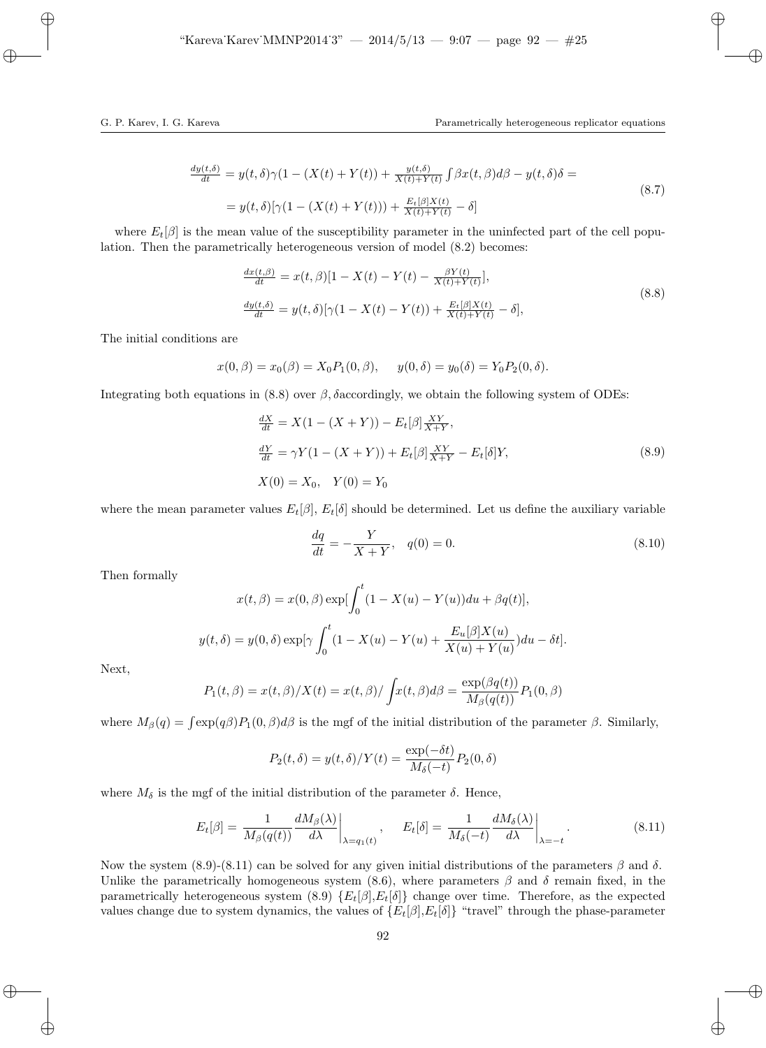$$\frac{dy(t,\delta)}{dt} = y(t,\delta)\gamma(1-(X(t)+Y(t)) + \frac{y(t,\delta)}{X(t)+Y(t)}\int \beta x(t,\beta)d\beta - y(t,\delta)\delta =$$
$$= y(t,\delta)[\gamma(1-(X(t)+Y(t))) + \frac{E_t[\beta]X(t)}{X(t)+Y(t)} - \delta] \tag{8.7}$$

where $E_t[\beta]$ is the mean value of the susceptibility parameter in the uninfected part of the cell population. Then the parametrically heterogeneous version of model (8.2) becomes:

$$\frac{dx(t,\beta)}{dt} = x(t,\beta)[1 - X(t) - Y(t) - \frac{\beta Y(t)}{X(t)+Y(t)}],$$
$$\frac{dy(t,\delta)}{dt} = y(t,\delta)[\gamma(1 - X(t) - Y(t)) + \frac{E_t[\beta]X(t)}{X(t)+Y(t)} - \delta], \tag{8.8}$$

The initial conditions are

$$x(0,\beta) = x_0(\beta) = X_0 P_1(0,\beta), \quad y(0,\delta) = y_0(\delta) = Y_0 P_2(0,\delta).$$

Integrating both equations in (8.8) over $\beta, \delta$accordingly, we obtain the following system of ODEs:

$$\frac{dX}{dt} = X(1-(X+Y)) - E_t[\beta]\frac{XY}{X+Y},$$
$$\frac{dY}{dt} = \gamma Y(1-(X+Y)) + E_t[\beta]\frac{XY}{X+Y} - E_t[\delta]Y, \tag{8.9}$$
$$X(0) = X_0, \quad Y(0) = Y_0$$

where the mean parameter values $E_t[\beta]$, $E_t[\delta]$ should be determined. Let us define the auxiliary variable

$$\frac{dq}{dt} = -\frac{Y}{X+Y}, \quad q(0) = 0. \tag{8.10}$$

Then formally

$$x(t,\beta) = x(0,\beta)\exp[\int_0^t (1 - X(u) - Y(u))du + \beta q(t)],$$

$$y(t,\delta) = y(0,\delta)\exp[\gamma\int_0^t (1 - X(u) - Y(u) + \frac{E_u[\beta]X(u)}{X(u)+Y(u)})du - \delta t].$$

Next,

$$P_1(t,\beta) = x(t,\beta)/X(t) = x(t,\beta)/\int x(t,\beta)d\beta = \frac{\exp(\beta q(t))}{M_\beta(q(t))}P_1(0,\beta)$$

where $M_\beta(q) = \int \exp(q\beta)P_1(0,\beta)d\beta$ is the mgf of the initial distribution of the parameter $\beta$. Similarly,

$$P_2(t,\delta) = y(t,\delta)/Y(t) = \frac{\exp(-\delta t)}{M_\delta(-t)}P_2(0,\delta)$$

where $M_\delta$ is the mgf of the initial distribution of the parameter $\delta$. Hence,

$$E_t[\beta] = \frac{1}{M_\beta(q(t))}\frac{dM_\beta(\lambda)}{d\lambda}\bigg|_{\lambda=q_1(t)}, \quad E_t[\delta] = \frac{1}{M_\delta(-t)}\frac{dM_\delta(\lambda)}{d\lambda}\bigg|_{\lambda=-t}. \tag{8.11}$$

Now the system (8.9)-(8.11) can be solved for any given initial distributions of the parameters $\beta$ and $\delta$. Unlike the parametrically homogeneous system (8.6), where parameters $\beta$ and $\delta$ remain fixed, in the parametrically heterogeneous system (8.9) $\{E_t[\beta], E_t[\delta]\}$ change over time. Therefore, as the expected values change due to system dynamics, the values of $\{E_t[\beta], E_t[\delta]\}$ "travel" through the phase-parameter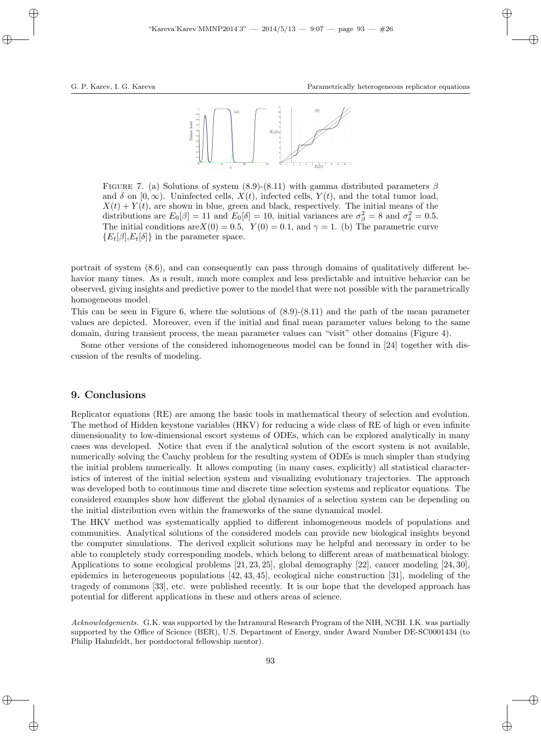FIGURE 7. (a) Solutions of system (8.9)-(8.11) with gamma distributed parameters $\beta$ and $\delta$ on $[0, \infty)$. Uninfected cells, $X(t)$, infected cells, $Y(t)$, and the total tumor load, $X(t) + Y(t)$, are shown in blue, green and black, respectively. The initial means of the distributions are $E_0[\beta] = 11$ and $E_0[\delta] = 10$, initial variances are $\sigma_\beta^2 = 8$ and $\sigma_\delta^2 = 0.5$. The initial conditions are $X(0) = 0.5$, $Y(0) = 0.1$, and $\gamma = 1$. (b) The parametric curve $\{E_t[\beta], E_t[\delta]\}$ in the parameter space.

portrait of system (8.6), and can consequently can pass through domains of qualitatively different behavior many times. As a result, much more complex and less predictable and intuitive behavior can be observed, giving insights and predictive power to the model that were not possible with the parametrically homogeneous model.

This can be seen in Figure 6, where the solutions of (8.9)-(8.11) and the path of the mean parameter values are depicted. Moreover, even if the initial and final mean parameter values belong to the same domain, during transient process, the mean parameter values can "visit" other domains (Figure 4).

Some other versions of the considered inhomogeneous model can be found in [24] together with discussion of the results of modeling.

## 9. Conclusions

Replicator equations (RE) are among the basic tools in mathematical theory of selection and evolution. The method of Hidden keystone variables (HKV) for reducing a wide class of RE of high or even infinite dimensionality to low-dimensional escort systems of ODEs, which can be explored analytically in many cases was developed. Notice that even if the analytical solution of the escort system is not available, numerically solving the Cauchy problem for the resulting system of ODEs is much simpler than studying the initial problem numerically. It allows computing (in many cases, explicitly) all statistical characteristics of interest of the initial selection system and visualizing evolutionary trajectories. The approach was developed both to continuous time and discrete time selection systems and replicator equations. The considered examples show how different the global dynamics of a selection system can be depending on the initial distribution even within the frameworks of the same dynamical model.

The HKV method was systematically applied to different inhomogeneous models of populations and communities. Analytical solutions of the considered models can provide new biological insights beyond the computer simulations. The derived explicit solutions may be helpful and necessary in order to be able to completely study corresponding models, which belong to different areas of mathematical biology. Applications to some ecological problems [21, 23, 25], global demography [22], cancer modeling [24, 30], epidemics in heterogeneous populations [42, 43, 45], ecological niche construction [31], modeling of the tragedy of commons [33], etc. were published recently. It is our hope that the developed approach has potential for different applications in these and others areas of science.

*Acknowledgements.* G.K. was supported by the Intramural Research Program of the NIH, NCBI. I.K. was partially supported by the Office of Science (BER), U.S. Department of Energy, under Award Number DE-SC0001434 (to Philip Hahnfeldt, her postdoctoral fellowship mentor).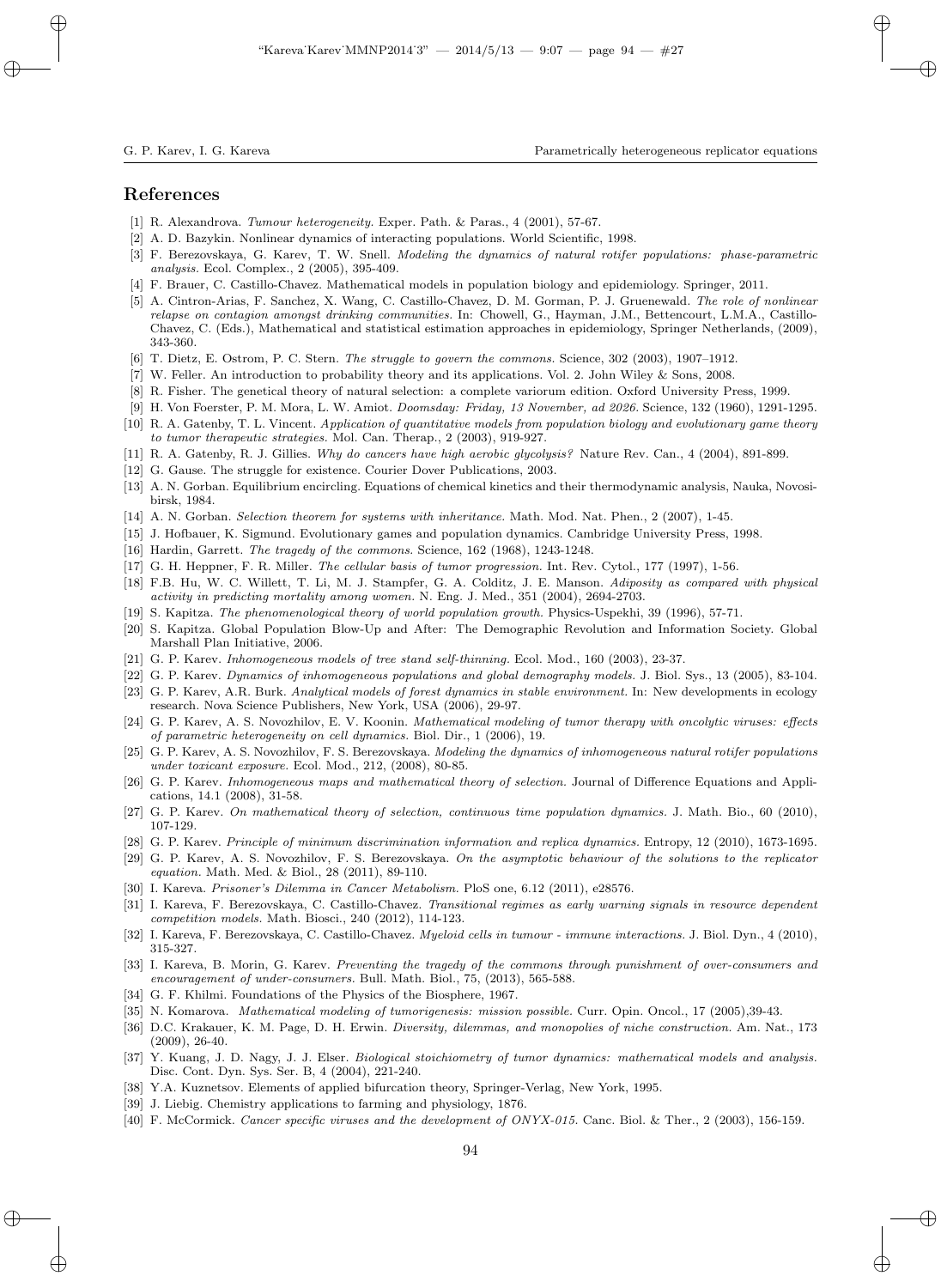## References

- [1] R. Alexandrova. *Tumour heterogeneity*. Exper. Path. & Paras., 4 (2001), 57-67.
- [2] A. D. Bazykin. Nonlinear dynamics of interacting populations. World Scientific, 1998.
- [3] F. Berezovskaya, G. Karev, T. W. Snell. *Modeling the dynamics of natural rotifer populations: phase-parametric analysis*. Ecol. Complex., 2 (2005), 395-409.
- [4] F. Brauer, C. Castillo-Chavez. Mathematical models in population biology and epidemiology. Springer, 2011.
- [5] A. Cintron-Arias, F. Sanchez, X. Wang, C. Castillo-Chavez, D. M. Gorman, P. J. Gruenewald. *The role of nonlinear relapse on contagion amongst drinking communities*. In: Chowell, G., Hayman, J.M., Bettencourt, L.M.A., Castillo-Chavez, C. (Eds.), Mathematical and statistical estimation approaches in epidemiology, Springer Netherlands, (2009), 343-360.
- [6] T. Dietz, E. Ostrom, P. C. Stern. *The struggle to govern the commons*. Science, 302 (2003), 1907–1912.
- [7] W. Feller. An introduction to probability theory and its applications. Vol. 2. John Wiley & Sons, 2008.
- [8] R. Fisher. The genetical theory of natural selection: a complete variorum edition. Oxford University Press, 1999.
- [9] H. Von Foerster, P. M. Mora, L. W. Amiot. *Doomsday: Friday, 13 November, ad 2026*. Science, 132 (1960), 1291-1295.
- [10] R. A. Gatenby, T. L. Vincent. *Application of quantitative models from population biology and evolutionary game theory to tumor therapeutic strategies*. Mol. Can. Therap., 2 (2003), 919-927.
- [11] R. A. Gatenby, R. J. Gillies. *Why do cancers have high aerobic glycolysis?* Nature Rev. Can., 4 (2004), 891-899.
- [12] G. Gause. The struggle for existence. Courier Dover Publications, 2003.
- [13] A. N. Gorban. Equilibrium encircling. Equations of chemical kinetics and their thermodynamic analysis, Nauka, Novosibirsk, 1984.
- [14] A. N. Gorban. *Selection theorem for systems with inheritance*. Math. Mod. Nat. Phen., 2 (2007), 1-45.
- [15] J. Hofbauer, K. Sigmund. Evolutionary games and population dynamics. Cambridge University Press, 1998.
- [16] Hardin, Garrett. *The tragedy of the commons*. Science, 162 (1968), 1243-1248.
- [17] G. H. Heppner, F. R. Miller. *The cellular basis of tumor progression*. Int. Rev. Cytol., 177 (1997), 1-56.
- [18] F.B. Hu, W. C. Willett, T. Li, M. J. Stampfer, G. A. Colditz, J. E. Manson. *Adiposity as compared with physical activity in predicting mortality among women*. N. Eng. J. Med., 351 (2004), 2694-2703.
- [19] S. Kapitza. *The phenomenological theory of world population growth*. Physics-Uspekhi, 39 (1996), 57-71.
- [20] S. Kapitza. Global Population Blow-Up and After: The Demographic Revolution and Information Society. Global Marshall Plan Initiative, 2006.
- [21] G. P. Karev. *Inhomogeneous models of tree stand self-thinning*. Ecol. Mod., 160 (2003), 23-37.
- [22] G. P. Karev. *Dynamics of inhomogeneous populations and global demography models*. J. Biol. Sys., 13 (2005), 83-104.
- [23] G. P. Karev, A.R. Burk. *Analytical models of forest dynamics in stable environment*. In: New developments in ecology research. Nova Science Publishers, New York, USA (2006), 29-97.
- [24] G. P. Karev, A. S. Novozhilov, E. V. Koonin. *Mathematical modeling of tumor therapy with oncolytic viruses: effects of parametric heterogeneity on cell dynamics*. Biol. Dir., 1 (2006), 19.
- [25] G. P. Karev, A. S. Novozhilov, F. S. Berezovskaya. *Modeling the dynamics of inhomogeneous natural rotifer populations under toxicant exposure*. Ecol. Mod., 212, (2008), 80-85.
- [26] G. P. Karev. *Inhomogeneous maps and mathematical theory of selection*. Journal of Difference Equations and Applications, 14.1 (2008), 31-58.
- [27] G. P. Karev. *On mathematical theory of selection, continuous time population dynamics*. J. Math. Bio., 60 (2010), 107-129.
- [28] G. P. Karev. *Principle of minimum discrimination information and replica dynamics*. Entropy, 12 (2010), 1673-1695.
- [29] G. P. Karev, A. S. Novozhilov, F. S. Berezovskaya. *On the asymptotic behaviour of the solutions to the replicator equation*. Math. Med. & Biol., 28 (2011), 89-110.
- [30] I. Kareva. *Prisoner's Dilemma in Cancer Metabolism*. PloS one, 6.12 (2011), e28576.
- [31] I. Kareva, F. Berezovskaya, C. Castillo-Chavez. *Transitional regimes as early warning signals in resource dependent competition models*. Math. Biosci., 240 (2012), 114-123.
- [32] I. Kareva, F. Berezovskaya, C. Castillo-Chavez. *Myeloid cells in tumour - immune interactions*. J. Biol. Dyn., 4 (2010), 315-327.
- [33] I. Kareva, B. Morin, G. Karev. *Preventing the tragedy of the commons through punishment of over-consumers and encouragement of under-consumers*. Bull. Math. Biol., 75, (2013), 565-588.
- [34] G. F. Khilmi. Foundations of the Physics of the Biosphere, 1967.
- [35] N. Komarova. *Mathematical modeling of tumorigenesis: mission possible*. Curr. Opin. Oncol., 17 (2005),39-43.
- [36] D.C. Krakauer, K. M. Page, D. H. Erwin. *Diversity, dilemmas, and monopolies of niche construction*. Am. Nat., 173 (2009), 26-40.
- [37] Y. Kuang, J. D. Nagy, J. J. Elser. *Biological stoichiometry of tumor dynamics: mathematical models and analysis*. Disc. Cont. Dyn. Sys. Ser. B, 4 (2004), 221-240.
- [38] Y.A. Kuznetsov. Elements of applied bifurcation theory, Springer-Verlag, New York, 1995.
- [39] J. Liebig. Chemistry applications to farming and physiology, 1876.
- [40] F. McCormick. *Cancer specific viruses and the development of ONYX-015*. Canc. Biol. & Ther., 2 (2003), 156-159.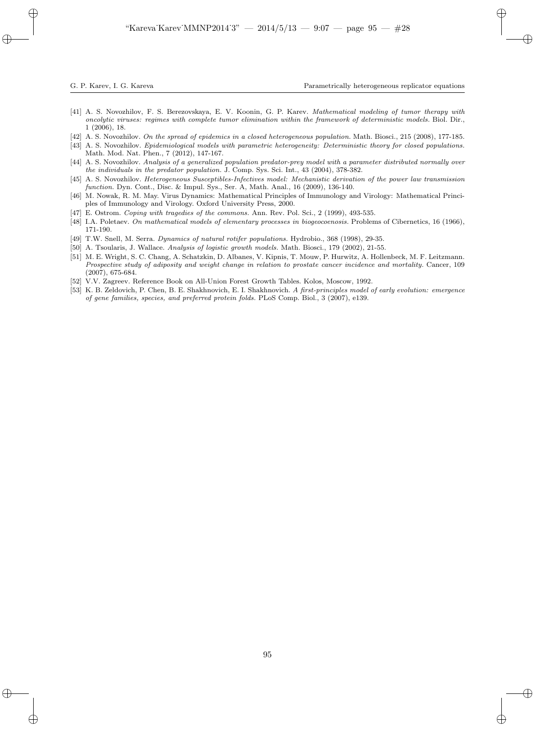[41] A. S. Novozhilov, F. S. Berezovskaya, E. V. Koonin, G. P. Karev. *Mathematical modeling of tumor therapy with oncolytic viruses: regimes with complete tumor elimination within the framework of deterministic models.* Biol. Dir., 1 (2006), 18.

[42] A. S. Novozhilov. *On the spread of epidemics in a closed heterogeneous population.* Math. Biosci., 215 (2008), 177-185.

[43] A. S. Novozhilov. *Epidemiological models with parametric heterogeneity: Deterministic theory for closed populations.* Math. Mod. Nat. Phen., 7 (2012), 147-167.

[44] A. S. Novozhilov. *Analysis of a generalized population predator-prey model with a parameter distributed normally over the individuals in the predator population.* J. Comp. Sys. Sci. Int., 43 (2004), 378-382.

[45] A. S. Novozhilov. *Heterogeneous Susceptibles-Infectives model: Mechanistic derivation of the power law transmission function.* Dyn. Cont., Disc. & Impul. Sys., Ser. A, Math. Anal., 16 (2009), 136-140.

[46] M. Nowak, R. M. May. Virus Dynamics: Mathematical Principles of Immunology and Virology: Mathematical Principles of Immunology and Virology. Oxford University Press, 2000.

[47] E. Ostrom. *Coping with tragedies of the commons.* Ann. Rev. Pol. Sci., 2 (1999), 493-535.

[48] I.A. Poletaev. *On mathematical models of elementary processes in biogeocoenosis.* Problems of Cibernetics, 16 (1966), 171-190.

[49] T.W. Snell, M. Serra. *Dynamics of natural rotifer populations.* Hydrobio., 368 (1998), 29-35.

[50] A. Tsoularis, J. Wallace. *Analysis of logistic growth models.* Math. Biosci., 179 (2002), 21-55.

[51] M. E. Wright, S. C. Chang, A. Schatzkin, D. Albanes, V. Kipnis, T. Mouw, P. Hurwitz, A. Hollenbeck, M. F. Leitzmann. *Prospective study of adiposity and weight change in relation to prostate cancer incidence and mortality.* Cancer, 109 (2007), 675-684.

[52] V.V. Zagreev. Reference Book on All-Union Forest Growth Tables. Kolos, Moscow, 1992.

[53] K. B. Zeldovich, P. Chen, B. E. Shakhnovich, E. I. Shakhnovich. *A first-principles model of early evolution: emergence of gene families, species, and preferred protein folds.* PLoS Comp. Biol., 3 (2007), e139.